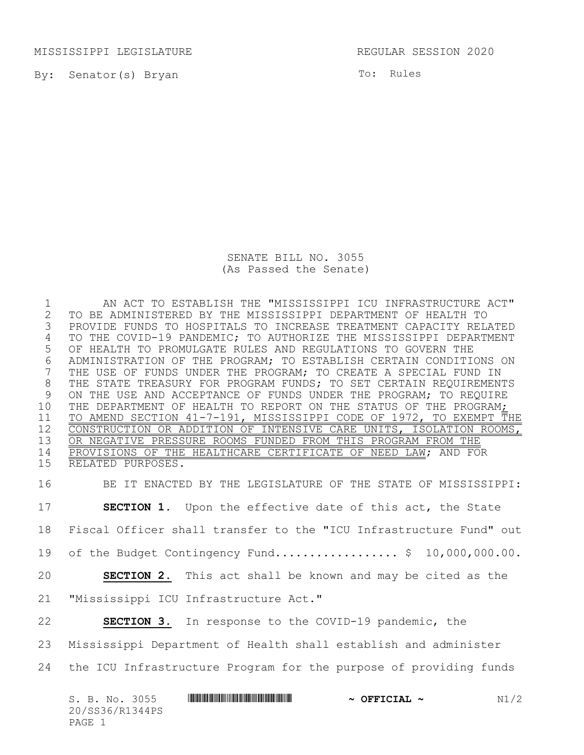MISSISSIPPI LEGISLATURE REGULAR SESSION 2020

By: Senator(s) Bryan

To: Rules

SENATE BILL NO. 3055
(As Passed the Senate)

AN ACT TO ESTABLISH THE "MISSISSIPPI ICU INFRASTRUCTURE ACT" TO BE ADMINISTERED BY THE MISSISSIPPI DEPARTMENT OF HEALTH TO PROVIDE FUNDS TO HOSPITALS TO INCREASE TREATMENT CAPACITY RELATED TO THE COVID-19 PANDEMIC; TO AUTHORIZE THE MISSISSIPPI DEPARTMENT OF HEALTH TO PROMULGATE RULES AND REGULATIONS TO GOVERN THE ADMINISTRATION OF THE PROGRAM; TO ESTABLISH CERTAIN CONDITIONS ON THE USE OF FUNDS UNDER THE PROGRAM; TO CREATE A SPECIAL FUND IN THE STATE TREASURY FOR PROGRAM FUNDS; TO SET CERTAIN REQUIREMENTS ON THE USE AND ACCEPTANCE OF FUNDS UNDER THE PROGRAM; TO REQUIRE THE DEPARTMENT OF HEALTH TO REPORT ON THE STATUS OF THE PROGRAM; TO AMEND SECTION 41-7-191, MISSISSIPPI CODE OF 1972, TO EXEMPT THE CONSTRUCTION OR ADDITION OF INTENSIVE CARE UNITS, ISOLATION ROOMS, OR NEGATIVE PRESSURE ROOMS FUNDED FROM THIS PROGRAM FROM THE PROVISIONS OF THE HEALTHCARE CERTIFICATE OF NEED LAW; AND FOR RELATED PURPOSES.

BE IT ENACTED BY THE LEGISLATURE OF THE STATE OF MISSISSIPPI:

**SECTION 1.** Upon the effective date of this act, the State Fiscal Officer shall transfer to the "ICU Infrastructure Fund" out of the Budget Contingency Fund.................. $ 10,000,000.00.

**SECTION 2.** This act shall be known and may be cited as the "Mississippi ICU Infrastructure Act."

**SECTION 3.** In response to the COVID-19 pandemic, the Mississippi Department of Health shall establish and administer the ICU Infrastructure Program for the purpose of providing funds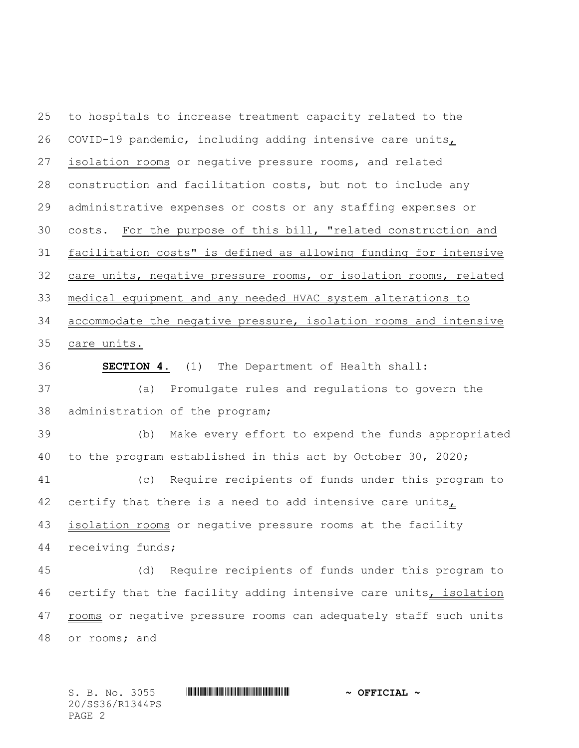to hospitals to increase treatment capacity related to the COVID-19 pandemic, including adding intensive care units, isolation rooms or negative pressure rooms, and related construction and facilitation costs, but not to include any administrative expenses or costs or any staffing expenses or costs. For the purpose of this bill, "related construction and facilitation costs" is defined as allowing funding for intensive care units, negative pressure rooms, or isolation rooms, related medical equipment and any needed HVAC system alterations to accommodate the negative pressure, isolation rooms and intensive care units.

**SECTION 4.** (1) The Department of Health shall:

(a) Promulgate rules and regulations to govern the administration of the program;

(b) Make every effort to expend the funds appropriated to the program established in this act by October 30, 2020;

(c) Require recipients of funds under this program to certify that there is a need to add intensive care units, isolation rooms or negative pressure rooms at the facility receiving funds;

(d) Require recipients of funds under this program to certify that the facility adding intensive care units, isolation rooms or negative pressure rooms can adequately staff such units or rooms; and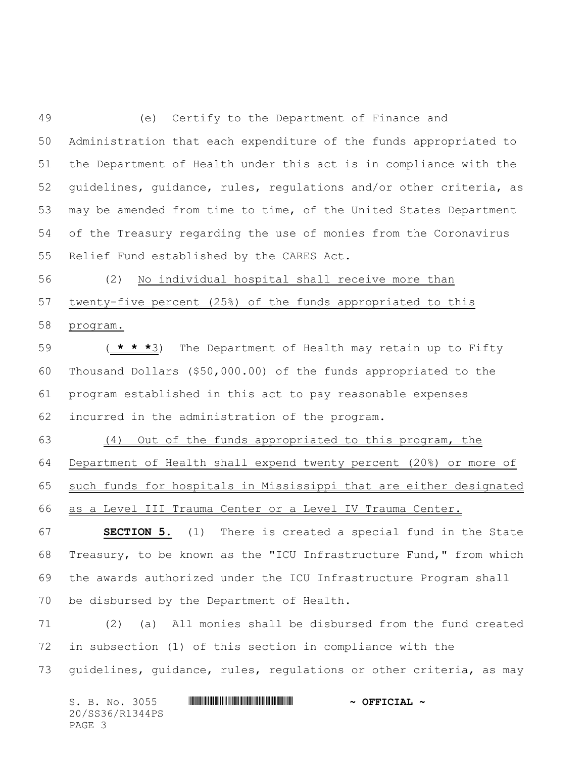(e) Certify to the Department of Finance and Administration that each expenditure of the funds appropriated to the Department of Health under this act is in compliance with the guidelines, guidance, rules, regulations and/or other criteria, as may be amended from time to time, of the United States Department of the Treasury regarding the use of monies from the Coronavirus Relief Fund established by the CARES Act.

(2) No individual hospital shall receive more than twenty-five percent (25%) of the funds appropriated to this program.

( * * *3) The Department of Health may retain up to Fifty Thousand Dollars ($50,000.00) of the funds appropriated to the program established in this act to pay reasonable expenses incurred in the administration of the program.

(4) Out of the funds appropriated to this program, the Department of Health shall expend twenty percent (20%) or more of such funds for hospitals in Mississippi that are either designated as a Level III Trauma Center or a Level IV Trauma Center.

**SECTION 5.** (1) There is created a special fund in the State Treasury, to be known as the "ICU Infrastructure Fund," from which the awards authorized under the ICU Infrastructure Program shall be disbursed by the Department of Health.

(2) (a) All monies shall be disbursed from the fund created in subsection (1) of this section in compliance with the guidelines, guidance, rules, regulations or other criteria, as may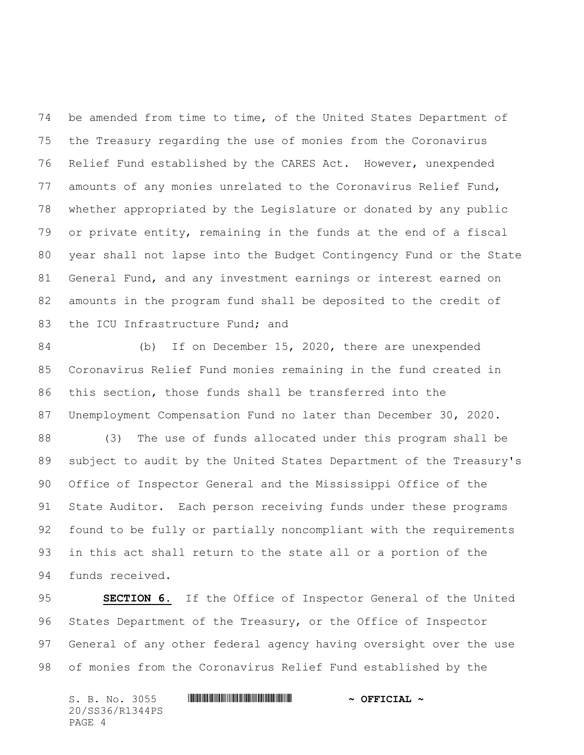be amended from time to time, of the United States Department of the Treasury regarding the use of monies from the Coronavirus Relief Fund established by the CARES Act. However, unexpended amounts of any monies unrelated to the Coronavirus Relief Fund, whether appropriated by the Legislature or donated by any public or private entity, remaining in the funds at the end of a fiscal year shall not lapse into the Budget Contingency Fund or the State General Fund, and any investment earnings or interest earned on amounts in the program fund shall be deposited to the credit of the ICU Infrastructure Fund; and

(b) If on December 15, 2020, there are unexpended Coronavirus Relief Fund monies remaining in the fund created in this section, those funds shall be transferred into the Unemployment Compensation Fund no later than December 30, 2020.

(3) The use of funds allocated under this program shall be subject to audit by the United States Department of the Treasury's Office of Inspector General and the Mississippi Office of the State Auditor. Each person receiving funds under these programs found to be fully or partially noncompliant with the requirements in this act shall return to the state all or a portion of the funds received.

**SECTION 6.** If the Office of Inspector General of the United States Department of the Treasury, or the Office of Inspector General of any other federal agency having oversight over the use of monies from the Coronavirus Relief Fund established by the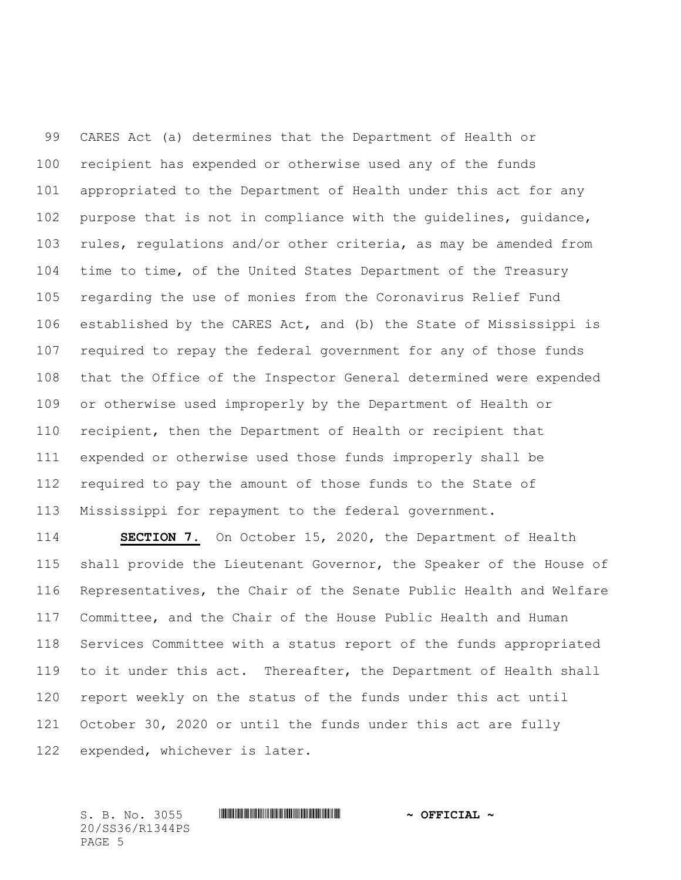CARES Act (a) determines that the Department of Health or recipient has expended or otherwise used any of the funds appropriated to the Department of Health under this act for any purpose that is not in compliance with the guidelines, guidance, rules, regulations and/or other criteria, as may be amended from time to time, of the United States Department of the Treasury regarding the use of monies from the Coronavirus Relief Fund established by the CARES Act, and (b) the State of Mississippi is required to repay the federal government for any of those funds that the Office of the Inspector General determined were expended or otherwise used improperly by the Department of Health or recipient, then the Department of Health or recipient that expended or otherwise used those funds improperly shall be required to pay the amount of those funds to the State of Mississippi for repayment to the federal government.

**SECTION 7.** On October 15, 2020, the Department of Health shall provide the Lieutenant Governor, the Speaker of the House of Representatives, the Chair of the Senate Public Health and Welfare Committee, and the Chair of the House Public Health and Human Services Committee with a status report of the funds appropriated to it under this act. Thereafter, the Department of Health shall report weekly on the status of the funds under this act until October 30, 2020 or until the funds under this act are fully expended, whichever is later.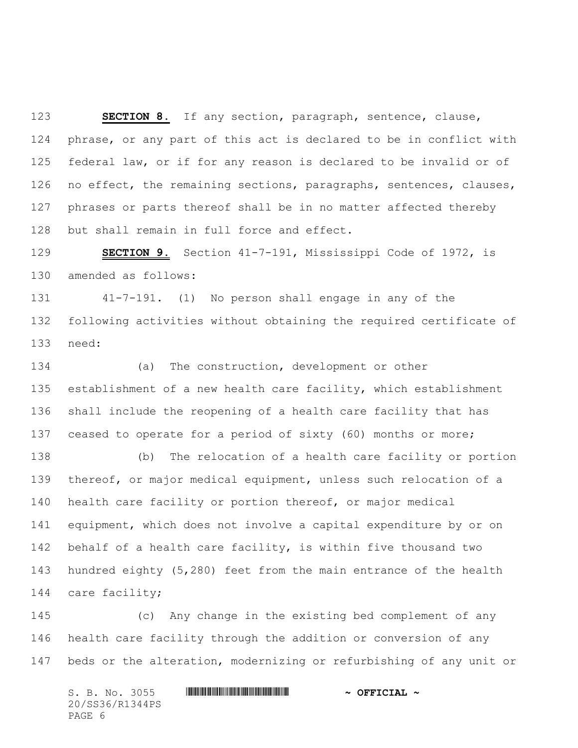**SECTION 8.** If any section, paragraph, sentence, clause, phrase, or any part of this act is declared to be in conflict with federal law, or if for any reason is declared to be invalid or of no effect, the remaining sections, paragraphs, sentences, clauses, phrases or parts thereof shall be in no matter affected thereby but shall remain in full force and effect.

**SECTION 9.** Section 41-7-191, Mississippi Code of 1972, is amended as follows:

41-7-191. (1) No person shall engage in any of the following activities without obtaining the required certificate of need:

(a) The construction, development or other establishment of a new health care facility, which establishment shall include the reopening of a health care facility that has ceased to operate for a period of sixty (60) months or more;

(b) The relocation of a health care facility or portion thereof, or major medical equipment, unless such relocation of a health care facility or portion thereof, or major medical equipment, which does not involve a capital expenditure by or on behalf of a health care facility, is within five thousand two hundred eighty (5,280) feet from the main entrance of the health care facility;

(c) Any change in the existing bed complement of any health care facility through the addition or conversion of any beds or the alteration, modernizing or refurbishing of any unit or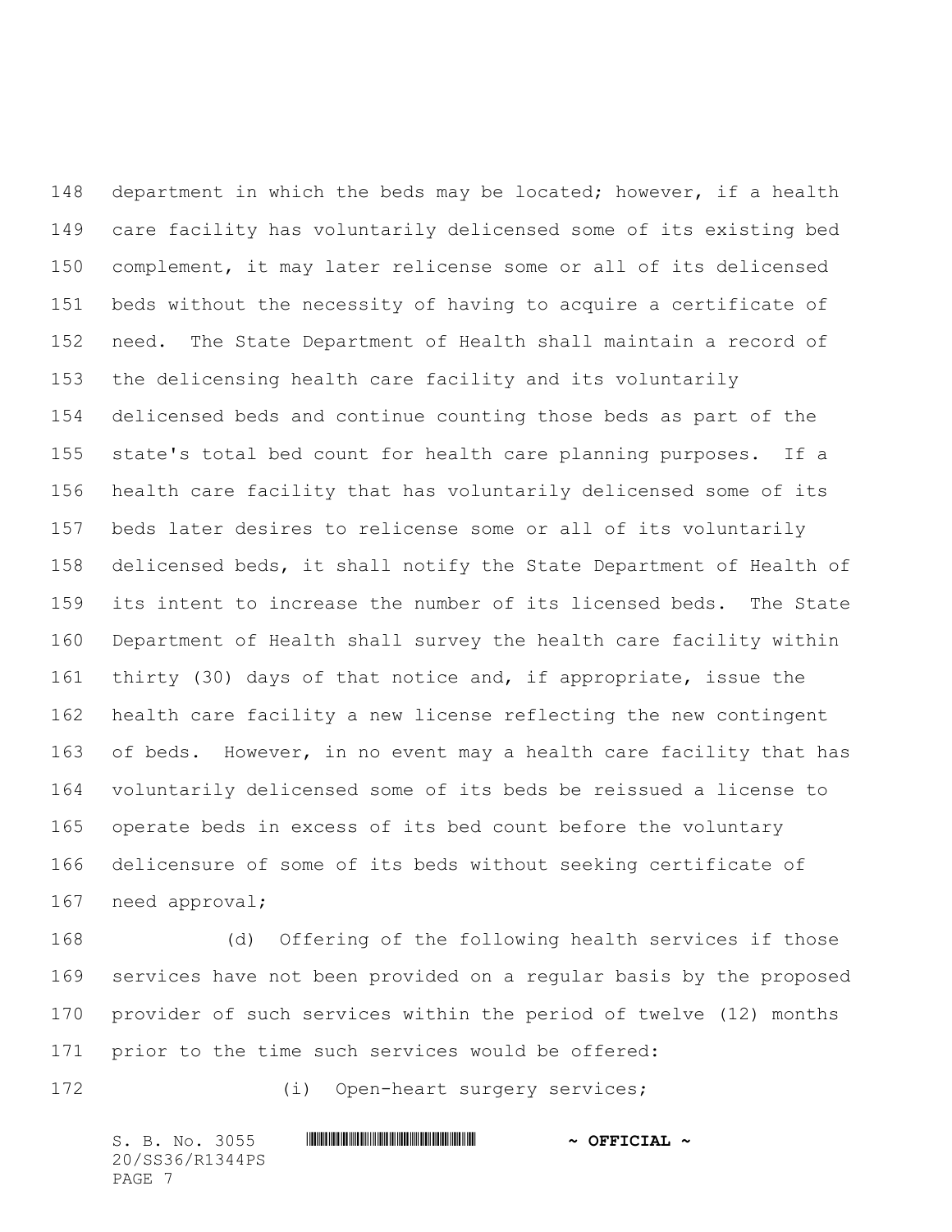department in which the beds may be located; however, if a health care facility has voluntarily delicensed some of its existing bed complement, it may later relicense some or all of its delicensed beds without the necessity of having to acquire a certificate of need. The State Department of Health shall maintain a record of the delicensing health care facility and its voluntarily delicensed beds and continue counting those beds as part of the state's total bed count for health care planning purposes. If a health care facility that has voluntarily delicensed some of its beds later desires to relicense some or all of its voluntarily delicensed beds, it shall notify the State Department of Health of its intent to increase the number of its licensed beds. The State Department of Health shall survey the health care facility within thirty (30) days of that notice and, if appropriate, issue the health care facility a new license reflecting the new contingent of beds. However, in no event may a health care facility that has voluntarily delicensed some of its beds be reissued a license to operate beds in excess of its bed count before the voluntary delicensure of some of its beds without seeking certificate of need approval;

(d) Offering of the following health services if those services have not been provided on a regular basis by the proposed provider of such services within the period of twelve (12) months prior to the time such services would be offered:

(i) Open-heart surgery services;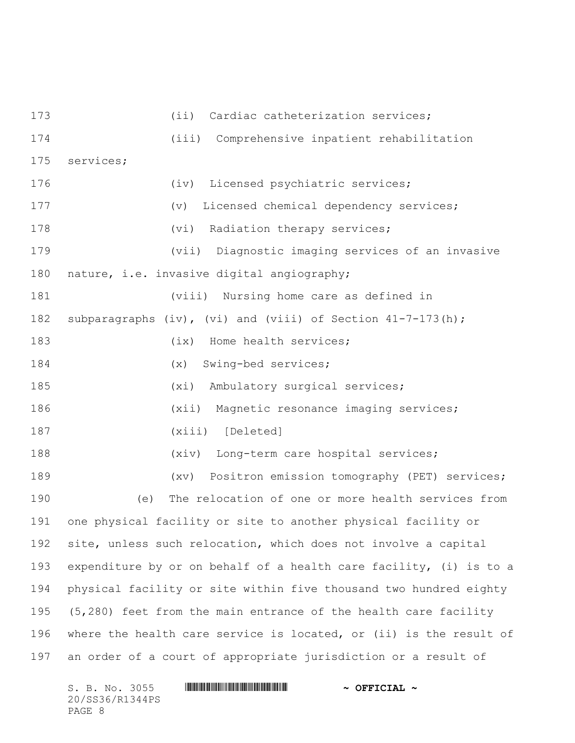(ii) Cardiac catheterization services;

(iii) Comprehensive inpatient rehabilitation services;

(iv) Licensed psychiatric services;

(v) Licensed chemical dependency services;

(vi) Radiation therapy services;

(vii) Diagnostic imaging services of an invasive nature, i.e. invasive digital angiography;

(viii) Nursing home care as defined in subparagraphs (iv), (vi) and (viii) of Section 41-7-173(h);

(ix) Home health services;

(x) Swing-bed services;

(xi) Ambulatory surgical services;

(xii) Magnetic resonance imaging services;

(xiii) [Deleted]

(xiv) Long-term care hospital services;

(xv) Positron emission tomography (PET) services;

(e) The relocation of one or more health services from one physical facility or site to another physical facility or site, unless such relocation, which does not involve a capital expenditure by or on behalf of a health care facility, (i) is to a physical facility or site within five thousand two hundred eighty (5,280) feet from the main entrance of the health care facility where the health care service is located, or (ii) is the result of an order of a court of appropriate jurisdiction or a result of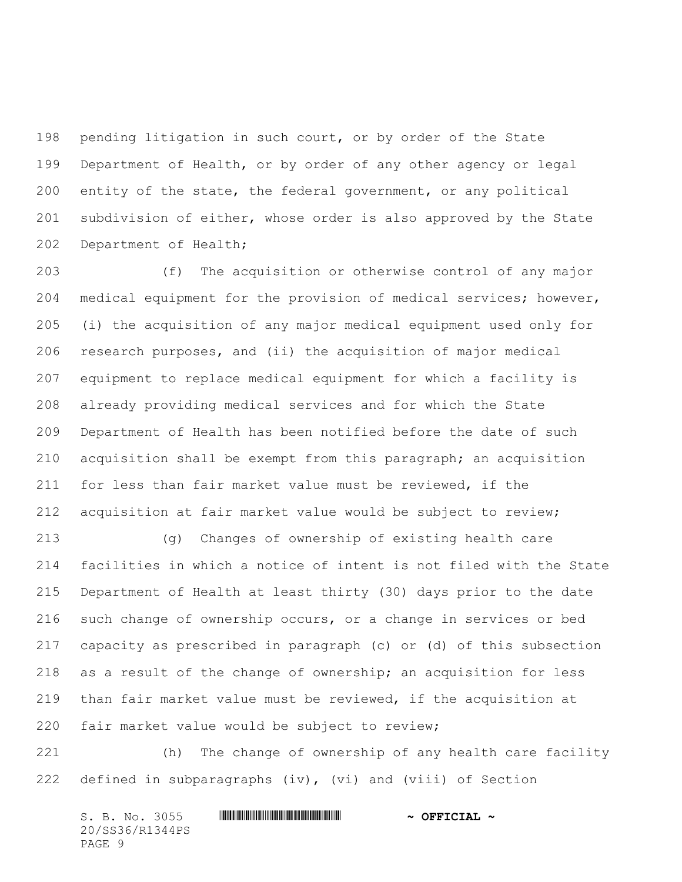pending litigation in such court, or by order of the State Department of Health, or by order of any other agency or legal entity of the state, the federal government, or any political subdivision of either, whose order is also approved by the State Department of Health;

(f) The acquisition or otherwise control of any major medical equipment for the provision of medical services; however, (i) the acquisition of any major medical equipment used only for research purposes, and (ii) the acquisition of major medical equipment to replace medical equipment for which a facility is already providing medical services and for which the State Department of Health has been notified before the date of such acquisition shall be exempt from this paragraph; an acquisition for less than fair market value must be reviewed, if the acquisition at fair market value would be subject to review;

(g) Changes of ownership of existing health care facilities in which a notice of intent is not filed with the State Department of Health at least thirty (30) days prior to the date such change of ownership occurs, or a change in services or bed capacity as prescribed in paragraph (c) or (d) of this subsection as a result of the change of ownership; an acquisition for less than fair market value must be reviewed, if the acquisition at fair market value would be subject to review;

(h) The change of ownership of any health care facility defined in subparagraphs (iv), (vi) and (viii) of Section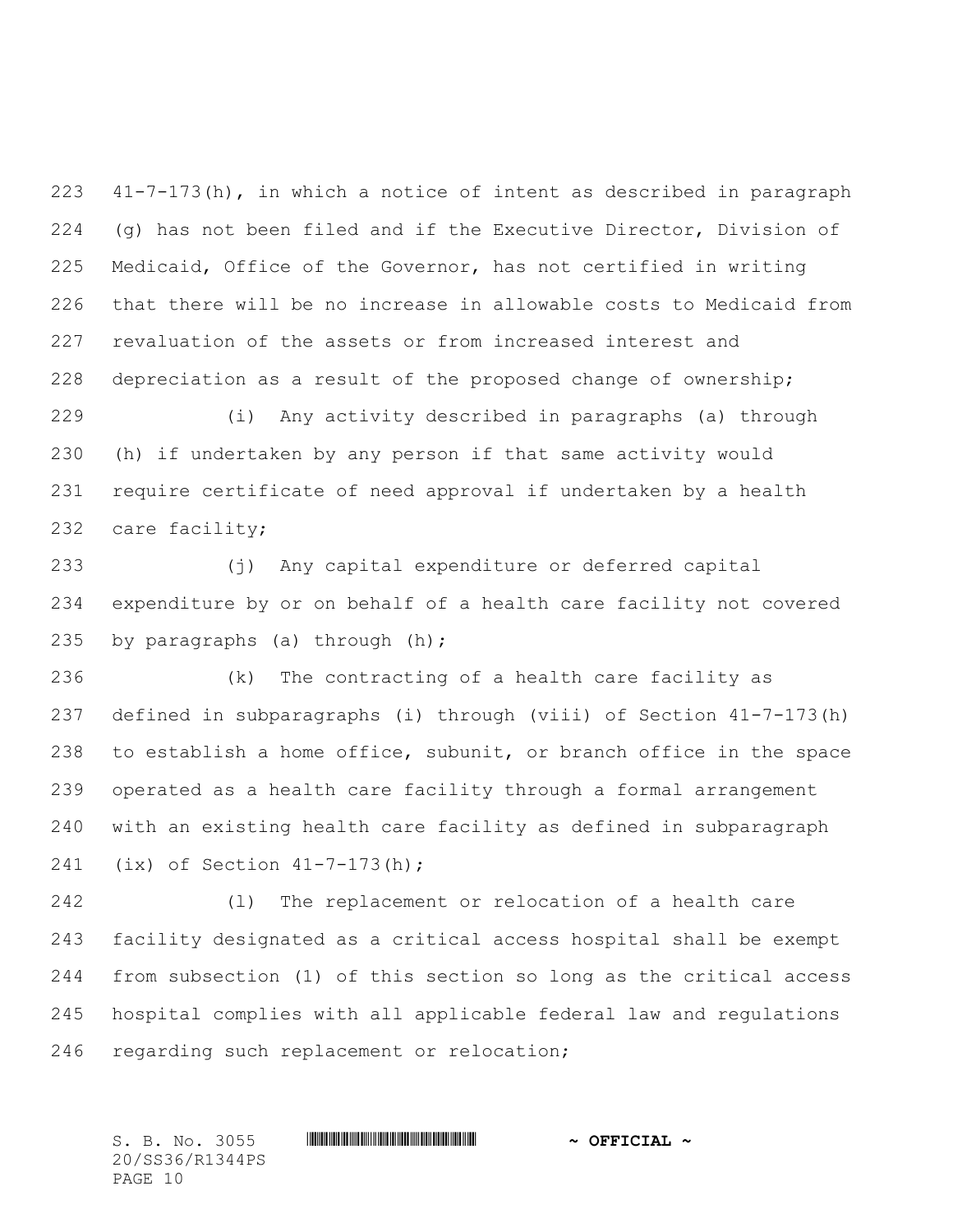41-7-173(h), in which a notice of intent as described in paragraph (g) has not been filed and if the Executive Director, Division of Medicaid, Office of the Governor, has not certified in writing that there will be no increase in allowable costs to Medicaid from revaluation of the assets or from increased interest and depreciation as a result of the proposed change of ownership;

(i) Any activity described in paragraphs (a) through (h) if undertaken by any person if that same activity would require certificate of need approval if undertaken by a health care facility;

(j) Any capital expenditure or deferred capital expenditure by or on behalf of a health care facility not covered by paragraphs (a) through (h);

(k) The contracting of a health care facility as defined in subparagraphs (i) through (viii) of Section 41-7-173(h) to establish a home office, subunit, or branch office in the space operated as a health care facility through a formal arrangement with an existing health care facility as defined in subparagraph (ix) of Section 41-7-173(h);

(l) The replacement or relocation of a health care facility designated as a critical access hospital shall be exempt from subsection (1) of this section so long as the critical access hospital complies with all applicable federal law and regulations regarding such replacement or relocation;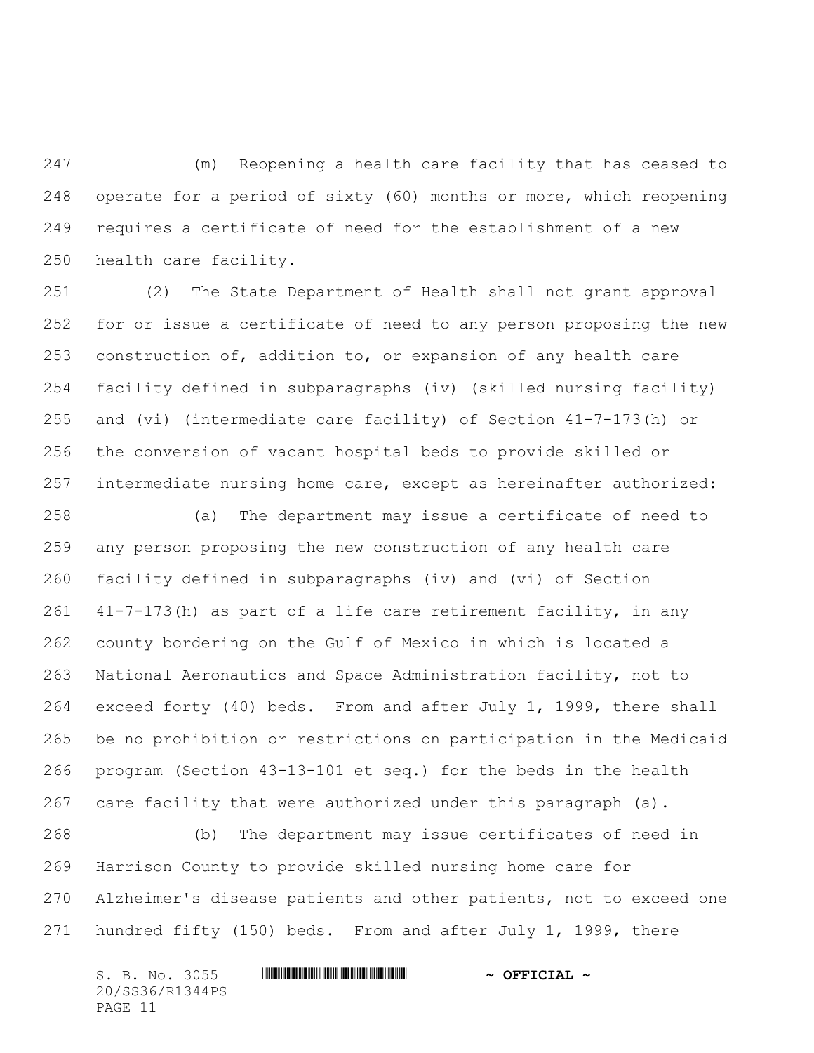(m) Reopening a health care facility that has ceased to operate for a period of sixty (60) months or more, which reopening requires a certificate of need for the establishment of a new health care facility.

(2) The State Department of Health shall not grant approval for or issue a certificate of need to any person proposing the new construction of, addition to, or expansion of any health care facility defined in subparagraphs (iv) (skilled nursing facility) and (vi) (intermediate care facility) of Section 41-7-173(h) or the conversion of vacant hospital beds to provide skilled or intermediate nursing home care, except as hereinafter authorized:

(a) The department may issue a certificate of need to any person proposing the new construction of any health care facility defined in subparagraphs (iv) and (vi) of Section 41-7-173(h) as part of a life care retirement facility, in any county bordering on the Gulf of Mexico in which is located a National Aeronautics and Space Administration facility, not to exceed forty (40) beds. From and after July 1, 1999, there shall be no prohibition or restrictions on participation in the Medicaid program (Section 43-13-101 et seq.) for the beds in the health care facility that were authorized under this paragraph (a).

(b) The department may issue certificates of need in Harrison County to provide skilled nursing home care for Alzheimer's disease patients and other patients, not to exceed one hundred fifty (150) beds. From and after July 1, 1999, there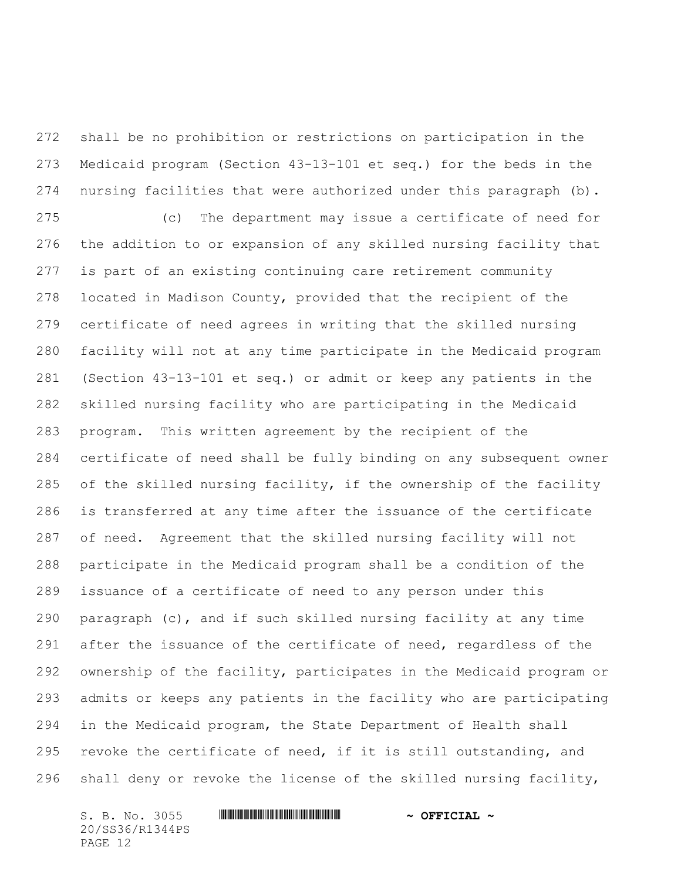shall be no prohibition or restrictions on participation in the Medicaid program (Section 43-13-101 et seq.) for the beds in the nursing facilities that were authorized under this paragraph (b).

(c) The department may issue a certificate of need for the addition to or expansion of any skilled nursing facility that is part of an existing continuing care retirement community located in Madison County, provided that the recipient of the certificate of need agrees in writing that the skilled nursing facility will not at any time participate in the Medicaid program (Section 43-13-101 et seq.) or admit or keep any patients in the skilled nursing facility who are participating in the Medicaid program. This written agreement by the recipient of the certificate of need shall be fully binding on any subsequent owner of the skilled nursing facility, if the ownership of the facility is transferred at any time after the issuance of the certificate of need. Agreement that the skilled nursing facility will not participate in the Medicaid program shall be a condition of the issuance of a certificate of need to any person under this paragraph (c), and if such skilled nursing facility at any time after the issuance of the certificate of need, regardless of the ownership of the facility, participates in the Medicaid program or admits or keeps any patients in the facility who are participating in the Medicaid program, the State Department of Health shall revoke the certificate of need, if it is still outstanding, and shall deny or revoke the license of the skilled nursing facility,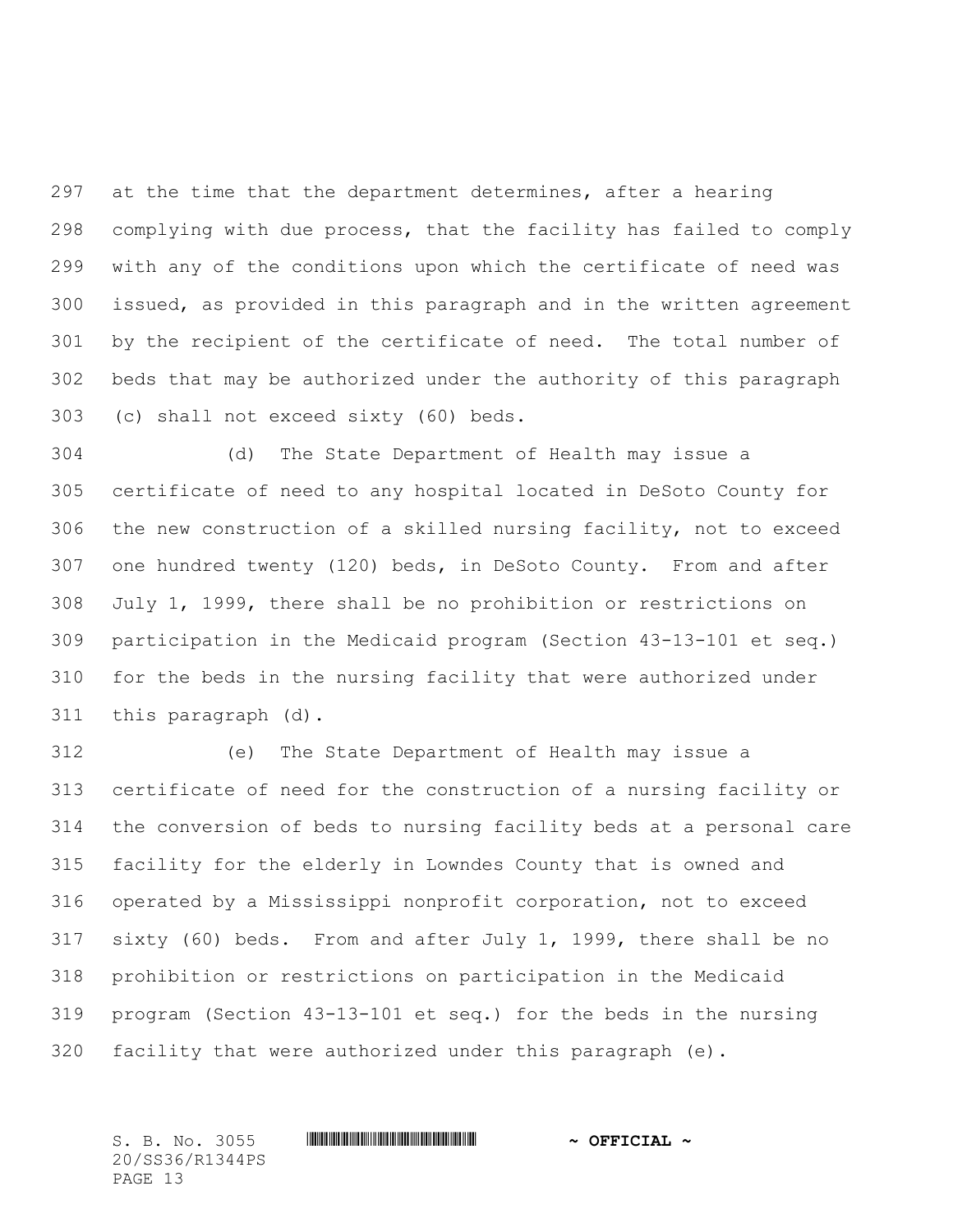at the time that the department determines, after a hearing complying with due process, that the facility has failed to comply with any of the conditions upon which the certificate of need was issued, as provided in this paragraph and in the written agreement by the recipient of the certificate of need. The total number of beds that may be authorized under the authority of this paragraph (c) shall not exceed sixty (60) beds.

(d) The State Department of Health may issue a certificate of need to any hospital located in DeSoto County for the new construction of a skilled nursing facility, not to exceed one hundred twenty (120) beds, in DeSoto County. From and after July 1, 1999, there shall be no prohibition or restrictions on participation in the Medicaid program (Section 43-13-101 et seq.) for the beds in the nursing facility that were authorized under this paragraph (d).

(e) The State Department of Health may issue a certificate of need for the construction of a nursing facility or the conversion of beds to nursing facility beds at a personal care facility for the elderly in Lowndes County that is owned and operated by a Mississippi nonprofit corporation, not to exceed sixty (60) beds. From and after July 1, 1999, there shall be no prohibition or restrictions on participation in the Medicaid program (Section 43-13-101 et seq.) for the beds in the nursing facility that were authorized under this paragraph (e).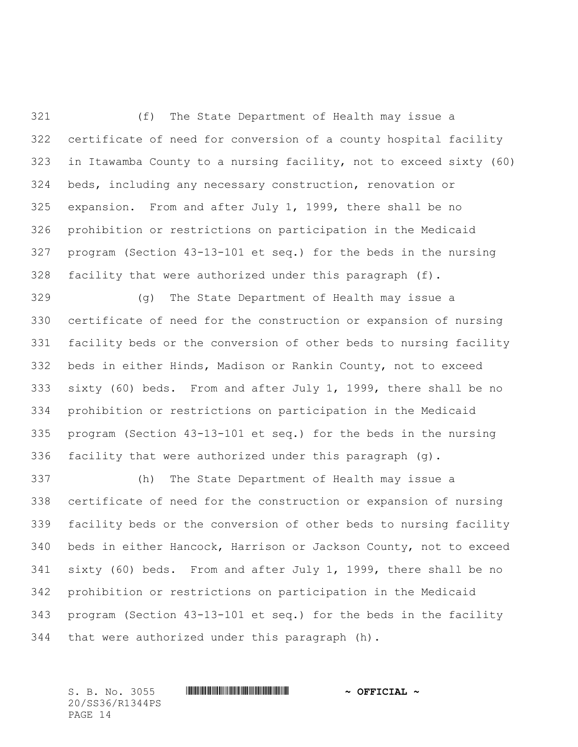(f) The State Department of Health may issue a certificate of need for conversion of a county hospital facility in Itawamba County to a nursing facility, not to exceed sixty (60) beds, including any necessary construction, renovation or expansion. From and after July 1, 1999, there shall be no prohibition or restrictions on participation in the Medicaid program (Section 43-13-101 et seq.) for the beds in the nursing facility that were authorized under this paragraph (f).

(g) The State Department of Health may issue a certificate of need for the construction or expansion of nursing facility beds or the conversion of other beds to nursing facility beds in either Hinds, Madison or Rankin County, not to exceed sixty (60) beds. From and after July 1, 1999, there shall be no prohibition or restrictions on participation in the Medicaid program (Section 43-13-101 et seq.) for the beds in the nursing facility that were authorized under this paragraph (g).

(h) The State Department of Health may issue a certificate of need for the construction or expansion of nursing facility beds or the conversion of other beds to nursing facility beds in either Hancock, Harrison or Jackson County, not to exceed sixty (60) beds. From and after July 1, 1999, there shall be no prohibition or restrictions on participation in the Medicaid program (Section 43-13-101 et seq.) for the beds in the facility that were authorized under this paragraph (h).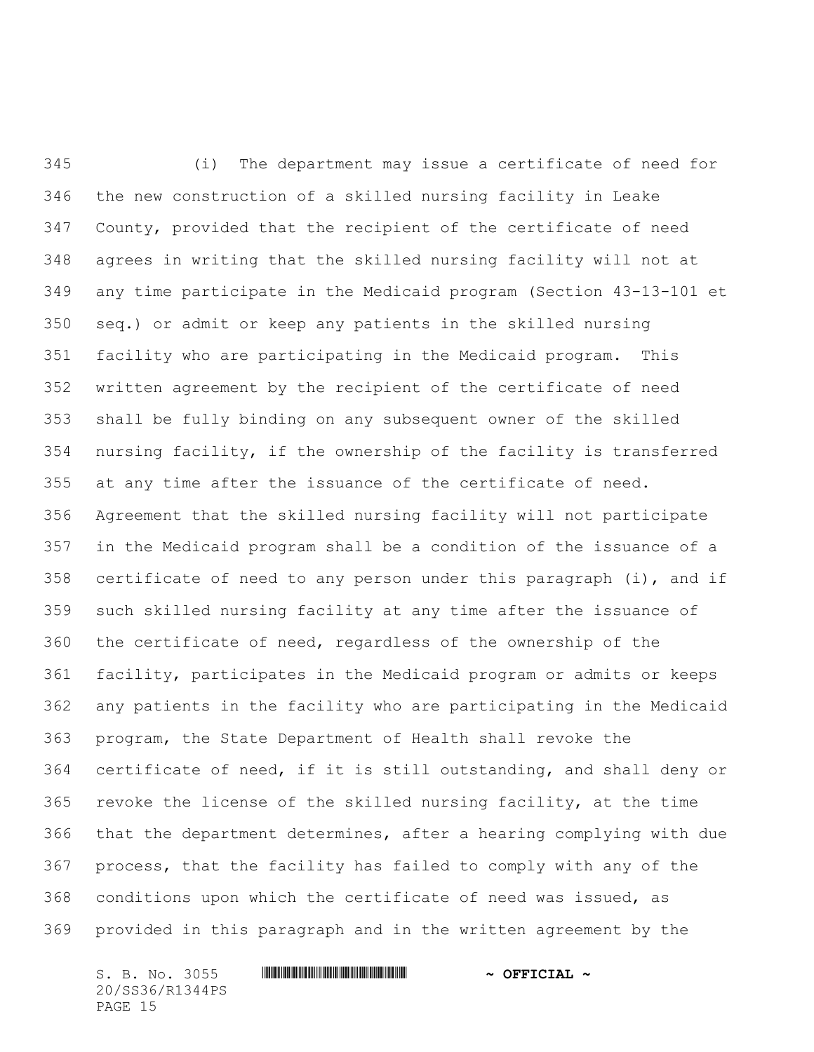(i) The department may issue a certificate of need for the new construction of a skilled nursing facility in Leake County, provided that the recipient of the certificate of need agrees in writing that the skilled nursing facility will not at any time participate in the Medicaid program (Section 43-13-101 et seq.) or admit or keep any patients in the skilled nursing facility who are participating in the Medicaid program. This written agreement by the recipient of the certificate of need shall be fully binding on any subsequent owner of the skilled nursing facility, if the ownership of the facility is transferred at any time after the issuance of the certificate of need. Agreement that the skilled nursing facility will not participate in the Medicaid program shall be a condition of the issuance of a certificate of need to any person under this paragraph (i), and if such skilled nursing facility at any time after the issuance of the certificate of need, regardless of the ownership of the facility, participates in the Medicaid program or admits or keeps any patients in the facility who are participating in the Medicaid program, the State Department of Health shall revoke the certificate of need, if it is still outstanding, and shall deny or revoke the license of the skilled nursing facility, at the time that the department determines, after a hearing complying with due process, that the facility has failed to comply with any of the conditions upon which the certificate of need was issued, as provided in this paragraph and in the written agreement by the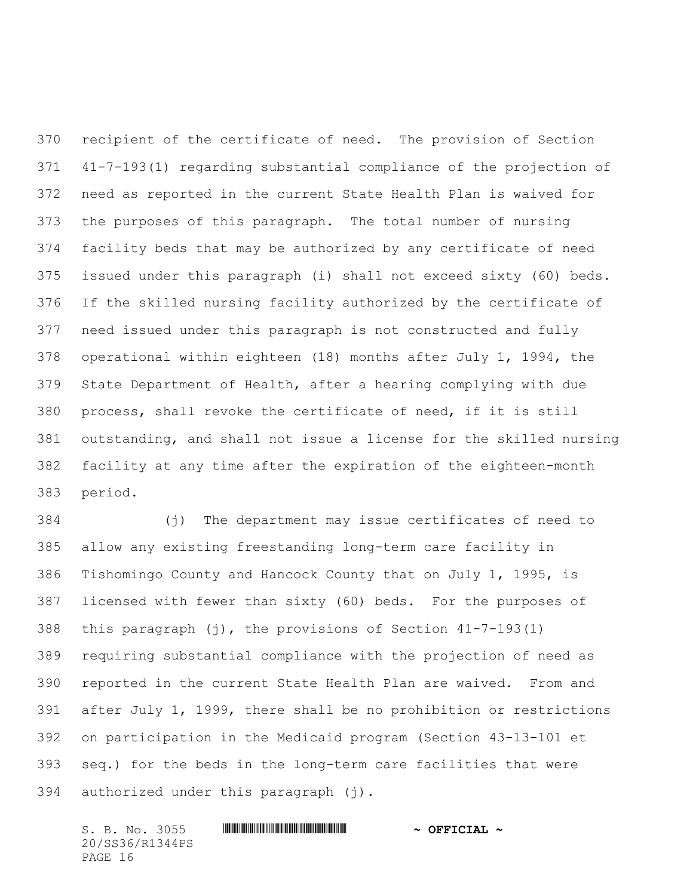recipient of the certificate of need. The provision of Section 41-7-193(1) regarding substantial compliance of the projection of need as reported in the current State Health Plan is waived for the purposes of this paragraph. The total number of nursing facility beds that may be authorized by any certificate of need issued under this paragraph (i) shall not exceed sixty (60) beds. If the skilled nursing facility authorized by the certificate of need issued under this paragraph is not constructed and fully operational within eighteen (18) months after July 1, 1994, the State Department of Health, after a hearing complying with due process, shall revoke the certificate of need, if it is still outstanding, and shall not issue a license for the skilled nursing facility at any time after the expiration of the eighteen-month period.

(j) The department may issue certificates of need to allow any existing freestanding long-term care facility in Tishomingo County and Hancock County that on July 1, 1995, is licensed with fewer than sixty (60) beds. For the purposes of this paragraph (j), the provisions of Section 41-7-193(1) requiring substantial compliance with the projection of need as reported in the current State Health Plan are waived. From and after July 1, 1999, there shall be no prohibition or restrictions on participation in the Medicaid program (Section 43-13-101 et seq.) for the beds in the long-term care facilities that were authorized under this paragraph (j).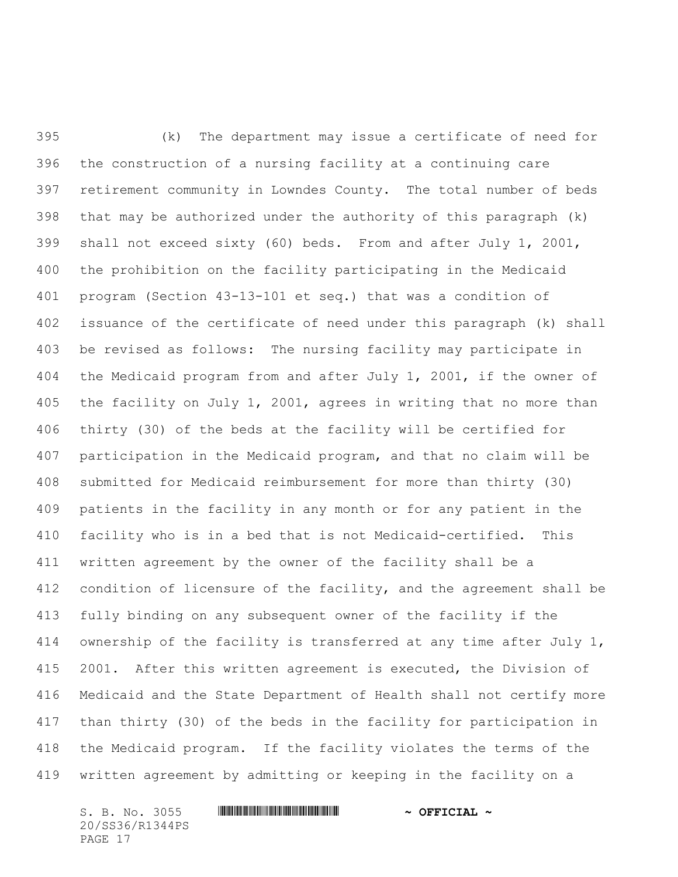(k) The department may issue a certificate of need for the construction of a nursing facility at a continuing care retirement community in Lowndes County. The total number of beds that may be authorized under the authority of this paragraph (k) shall not exceed sixty (60) beds. From and after July 1, 2001, the prohibition on the facility participating in the Medicaid program (Section 43-13-101 et seq.) that was a condition of issuance of the certificate of need under this paragraph (k) shall be revised as follows: The nursing facility may participate in the Medicaid program from and after July 1, 2001, if the owner of the facility on July 1, 2001, agrees in writing that no more than thirty (30) of the beds at the facility will be certified for participation in the Medicaid program, and that no claim will be submitted for Medicaid reimbursement for more than thirty (30) patients in the facility in any month or for any patient in the facility who is in a bed that is not Medicaid-certified. This written agreement by the owner of the facility shall be a condition of licensure of the facility, and the agreement shall be fully binding on any subsequent owner of the facility if the ownership of the facility is transferred at any time after July 1, 2001. After this written agreement is executed, the Division of Medicaid and the State Department of Health shall not certify more than thirty (30) of the beds in the facility for participation in the Medicaid program. If the facility violates the terms of the written agreement by admitting or keeping in the facility on a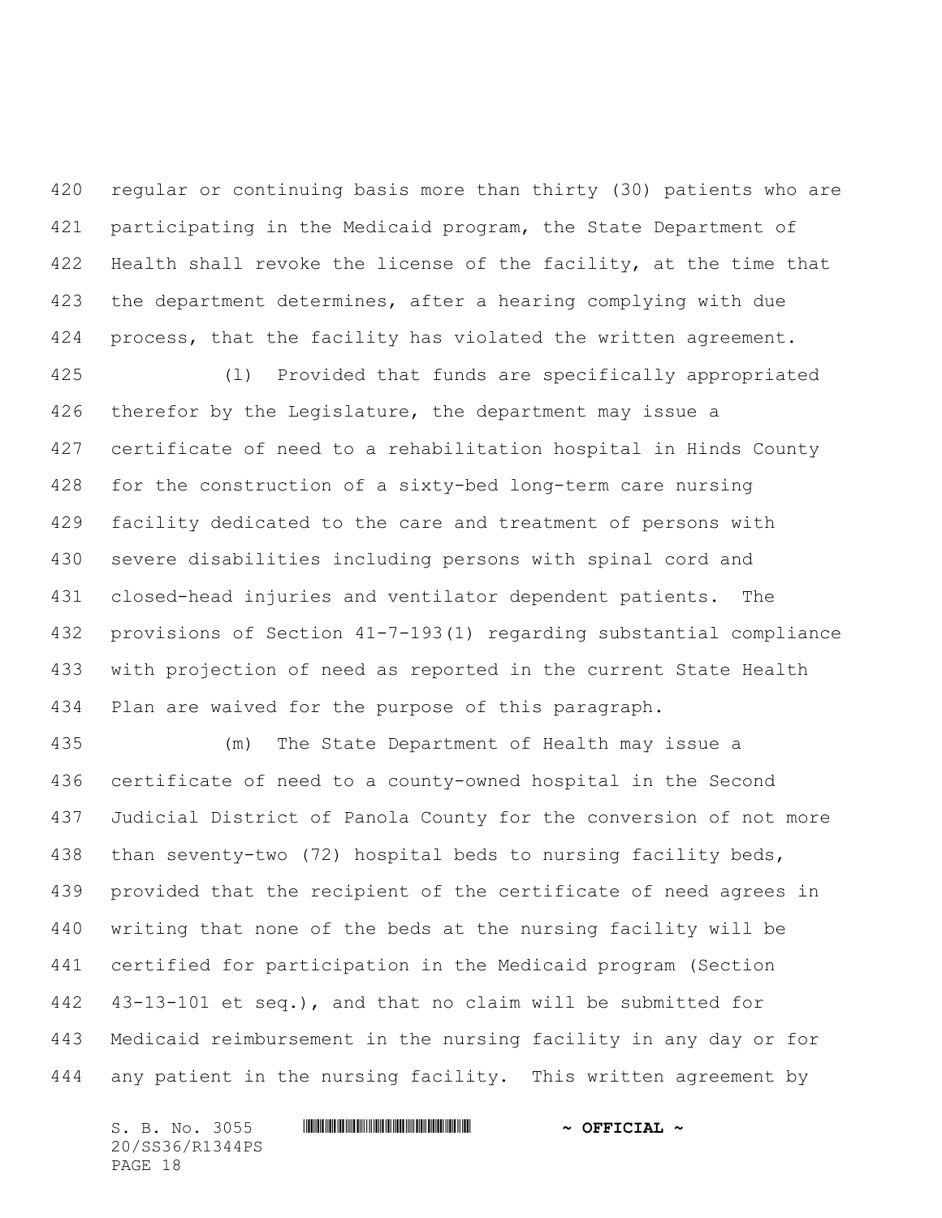regular or continuing basis more than thirty (30) patients who are participating in the Medicaid program, the State Department of Health shall revoke the license of the facility, at the time that the department determines, after a hearing complying with due process, that the facility has violated the written agreement.

(l) Provided that funds are specifically appropriated therefor by the Legislature, the department may issue a certificate of need to a rehabilitation hospital in Hinds County for the construction of a sixty-bed long-term care nursing facility dedicated to the care and treatment of persons with severe disabilities including persons with spinal cord and closed-head injuries and ventilator dependent patients. The provisions of Section 41-7-193(1) regarding substantial compliance with projection of need as reported in the current State Health Plan are waived for the purpose of this paragraph.

(m) The State Department of Health may issue a certificate of need to a county-owned hospital in the Second Judicial District of Panola County for the conversion of not more than seventy-two (72) hospital beds to nursing facility beds, provided that the recipient of the certificate of need agrees in writing that none of the beds at the nursing facility will be certified for participation in the Medicaid program (Section 43-13-101 et seq.), and that no claim will be submitted for Medicaid reimbursement in the nursing facility in any day or for any patient in the nursing facility. This written agreement by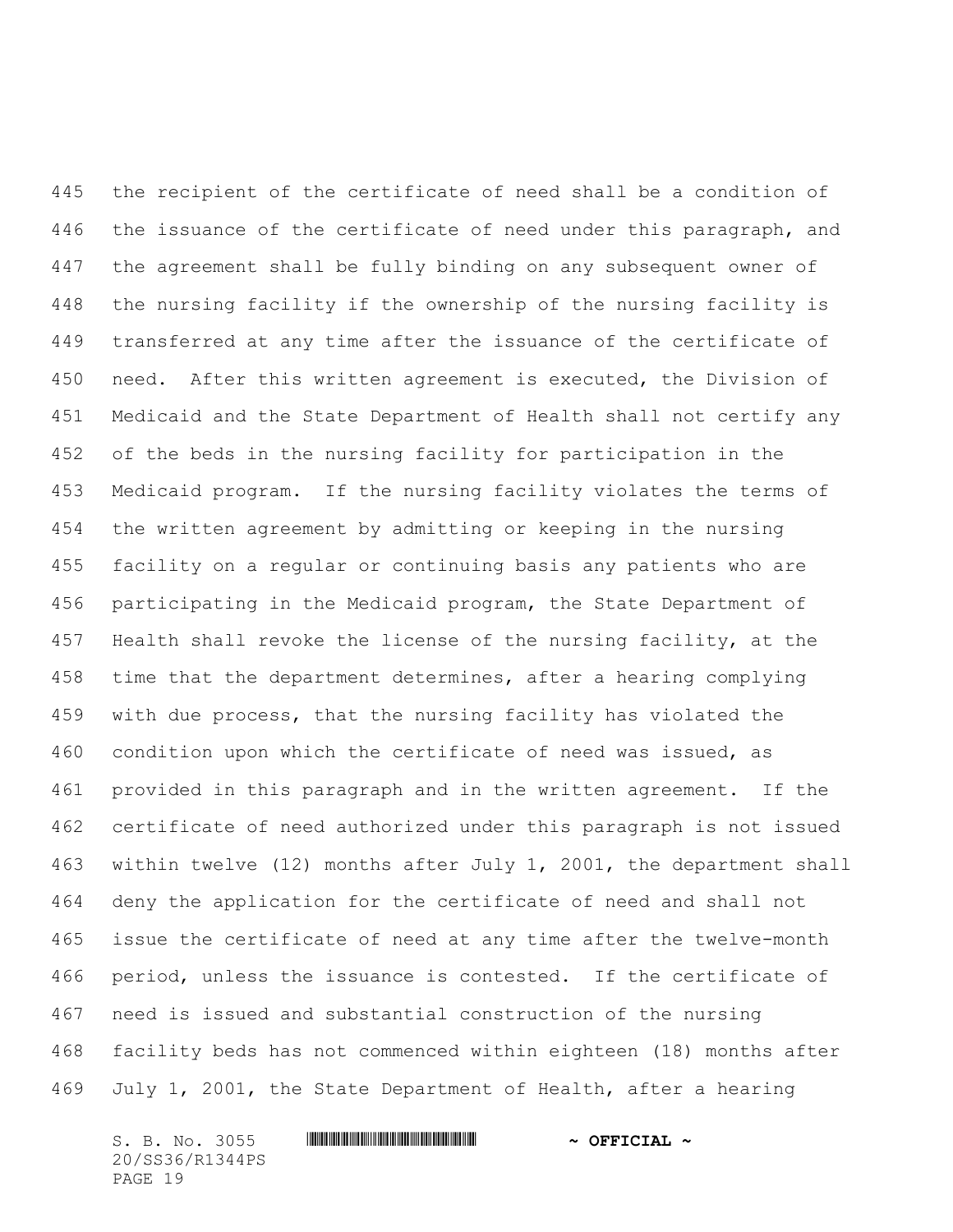the recipient of the certificate of need shall be a condition of the issuance of the certificate of need under this paragraph, and the agreement shall be fully binding on any subsequent owner of the nursing facility if the ownership of the nursing facility is transferred at any time after the issuance of the certificate of need. After this written agreement is executed, the Division of Medicaid and the State Department of Health shall not certify any of the beds in the nursing facility for participation in the Medicaid program. If the nursing facility violates the terms of the written agreement by admitting or keeping in the nursing facility on a regular or continuing basis any patients who are participating in the Medicaid program, the State Department of Health shall revoke the license of the nursing facility, at the time that the department determines, after a hearing complying with due process, that the nursing facility has violated the condition upon which the certificate of need was issued, as provided in this paragraph and in the written agreement. If the certificate of need authorized under this paragraph is not issued within twelve (12) months after July 1, 2001, the department shall deny the application for the certificate of need and shall not issue the certificate of need at any time after the twelve-month period, unless the issuance is contested. If the certificate of need is issued and substantial construction of the nursing facility beds has not commenced within eighteen (18) months after July 1, 2001, the State Department of Health, after a hearing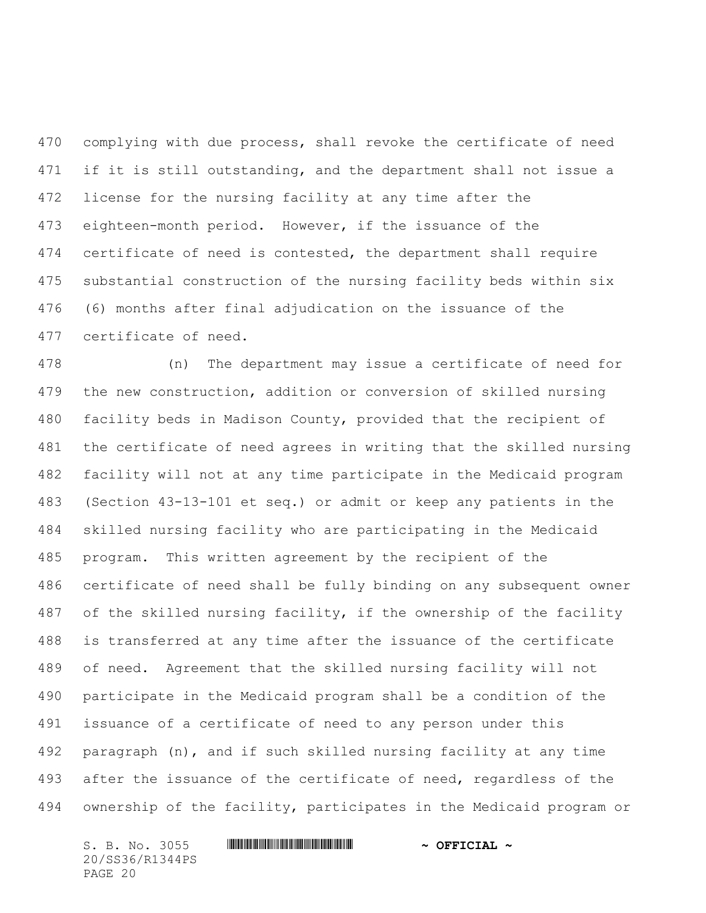complying with due process, shall revoke the certificate of need if it is still outstanding, and the department shall not issue a license for the nursing facility at any time after the eighteen-month period. However, if the issuance of the certificate of need is contested, the department shall require substantial construction of the nursing facility beds within six (6) months after final adjudication on the issuance of the certificate of need.

(n) The department may issue a certificate of need for the new construction, addition or conversion of skilled nursing facility beds in Madison County, provided that the recipient of the certificate of need agrees in writing that the skilled nursing facility will not at any time participate in the Medicaid program (Section 43-13-101 et seq.) or admit or keep any patients in the skilled nursing facility who are participating in the Medicaid program. This written agreement by the recipient of the certificate of need shall be fully binding on any subsequent owner of the skilled nursing facility, if the ownership of the facility is transferred at any time after the issuance of the certificate of need. Agreement that the skilled nursing facility will not participate in the Medicaid program shall be a condition of the issuance of a certificate of need to any person under this paragraph (n), and if such skilled nursing facility at any time after the issuance of the certificate of need, regardless of the ownership of the facility, participates in the Medicaid program or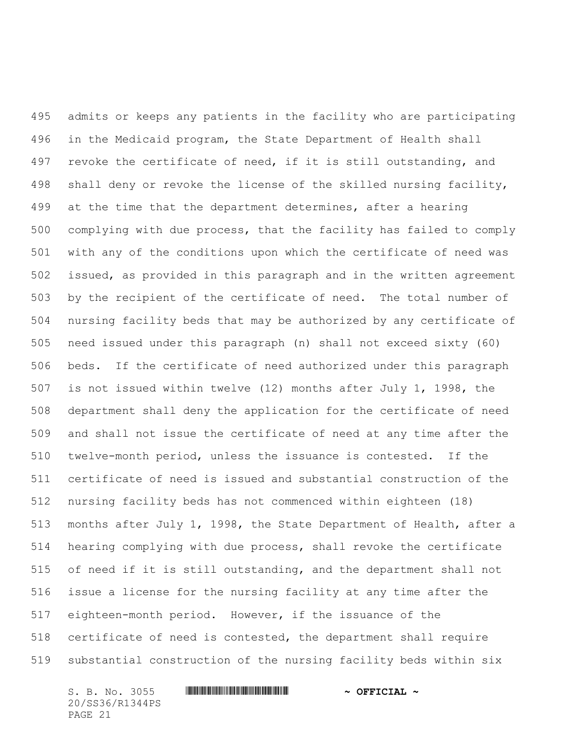admits or keeps any patients in the facility who are participating in the Medicaid program, the State Department of Health shall revoke the certificate of need, if it is still outstanding, and shall deny or revoke the license of the skilled nursing facility, at the time that the department determines, after a hearing complying with due process, that the facility has failed to comply with any of the conditions upon which the certificate of need was issued, as provided in this paragraph and in the written agreement by the recipient of the certificate of need. The total number of nursing facility beds that may be authorized by any certificate of need issued under this paragraph (n) shall not exceed sixty (60) beds. If the certificate of need authorized under this paragraph is not issued within twelve (12) months after July 1, 1998, the department shall deny the application for the certificate of need and shall not issue the certificate of need at any time after the twelve-month period, unless the issuance is contested. If the certificate of need is issued and substantial construction of the nursing facility beds has not commenced within eighteen (18) months after July 1, 1998, the State Department of Health, after a hearing complying with due process, shall revoke the certificate of need if it is still outstanding, and the department shall not issue a license for the nursing facility at any time after the eighteen-month period. However, if the issuance of the certificate of need is contested, the department shall require substantial construction of the nursing facility beds within six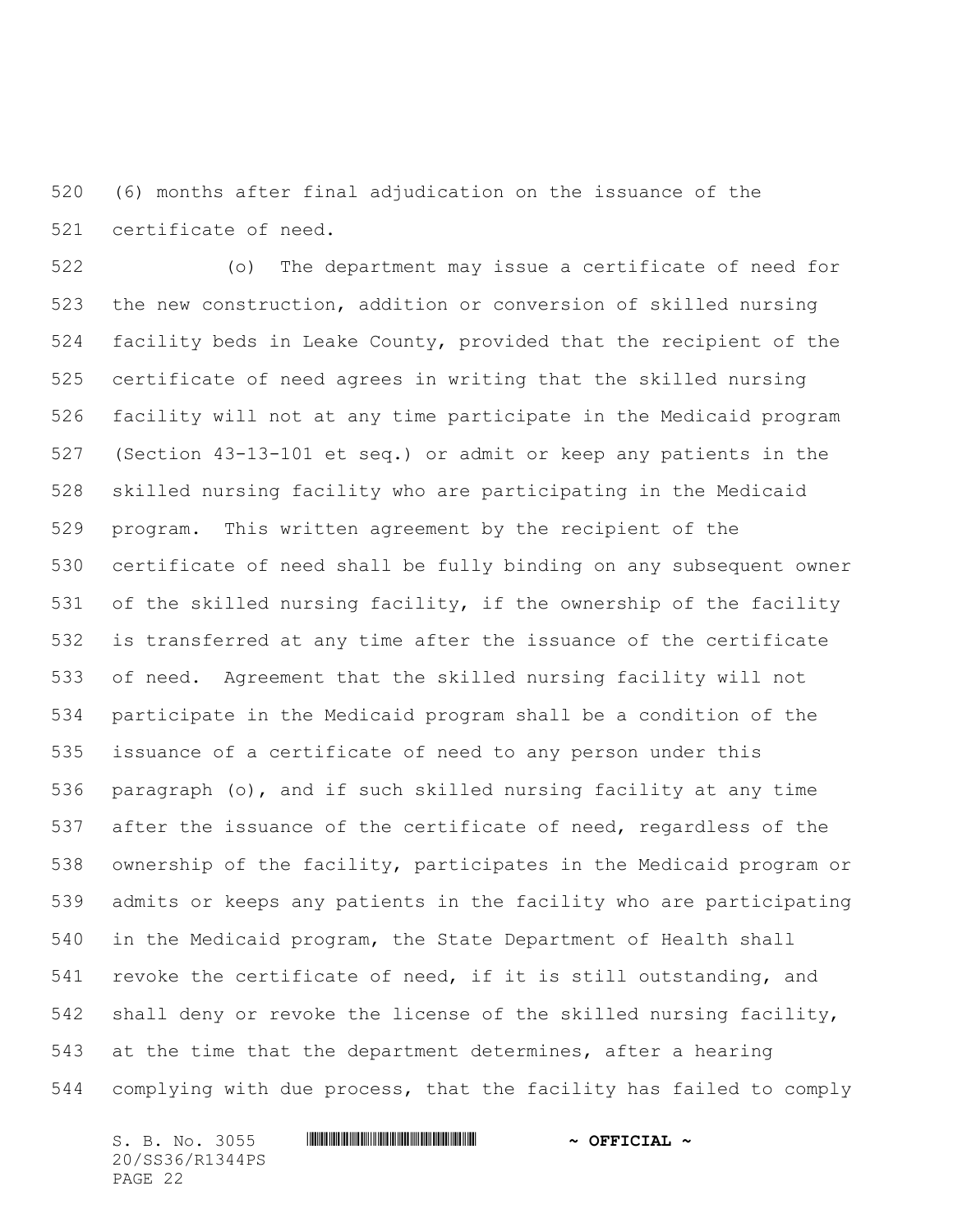(6) months after final adjudication on the issuance of the certificate of need.

(o) The department may issue a certificate of need for the new construction, addition or conversion of skilled nursing facility beds in Leake County, provided that the recipient of the certificate of need agrees in writing that the skilled nursing facility will not at any time participate in the Medicaid program (Section 43-13-101 et seq.) or admit or keep any patients in the skilled nursing facility who are participating in the Medicaid program. This written agreement by the recipient of the certificate of need shall be fully binding on any subsequent owner of the skilled nursing facility, if the ownership of the facility is transferred at any time after the issuance of the certificate of need. Agreement that the skilled nursing facility will not participate in the Medicaid program shall be a condition of the issuance of a certificate of need to any person under this paragraph (o), and if such skilled nursing facility at any time after the issuance of the certificate of need, regardless of the ownership of the facility, participates in the Medicaid program or admits or keeps any patients in the facility who are participating in the Medicaid program, the State Department of Health shall revoke the certificate of need, if it is still outstanding, and shall deny or revoke the license of the skilled nursing facility, at the time that the department determines, after a hearing complying with due process, that the facility has failed to comply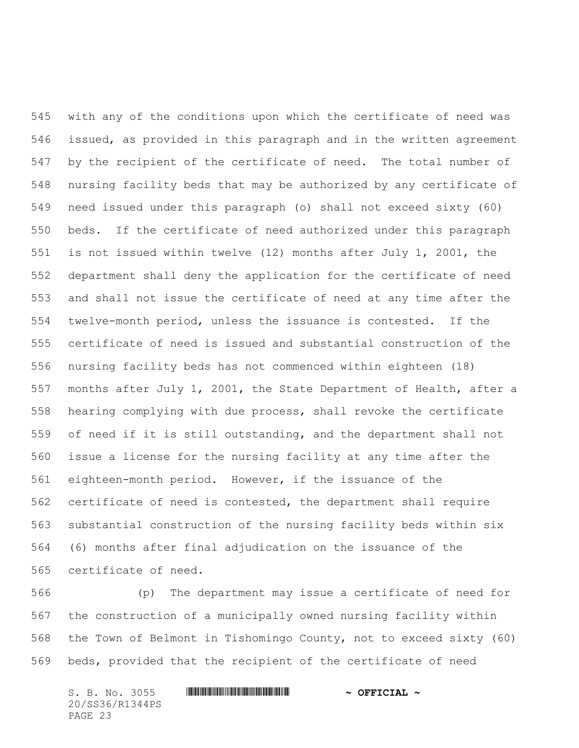with any of the conditions upon which the certificate of need was issued, as provided in this paragraph and in the written agreement by the recipient of the certificate of need. The total number of nursing facility beds that may be authorized by any certificate of need issued under this paragraph (o) shall not exceed sixty (60) beds. If the certificate of need authorized under this paragraph is not issued within twelve (12) months after July 1, 2001, the department shall deny the application for the certificate of need and shall not issue the certificate of need at any time after the twelve-month period, unless the issuance is contested. If the certificate of need is issued and substantial construction of the nursing facility beds has not commenced within eighteen (18) months after July 1, 2001, the State Department of Health, after a hearing complying with due process, shall revoke the certificate of need if it is still outstanding, and the department shall not issue a license for the nursing facility at any time after the eighteen-month period. However, if the issuance of the certificate of need is contested, the department shall require substantial construction of the nursing facility beds within six (6) months after final adjudication on the issuance of the certificate of need.

(p) The department may issue a certificate of need for the construction of a municipally owned nursing facility within the Town of Belmont in Tishomingo County, not to exceed sixty (60) beds, provided that the recipient of the certificate of need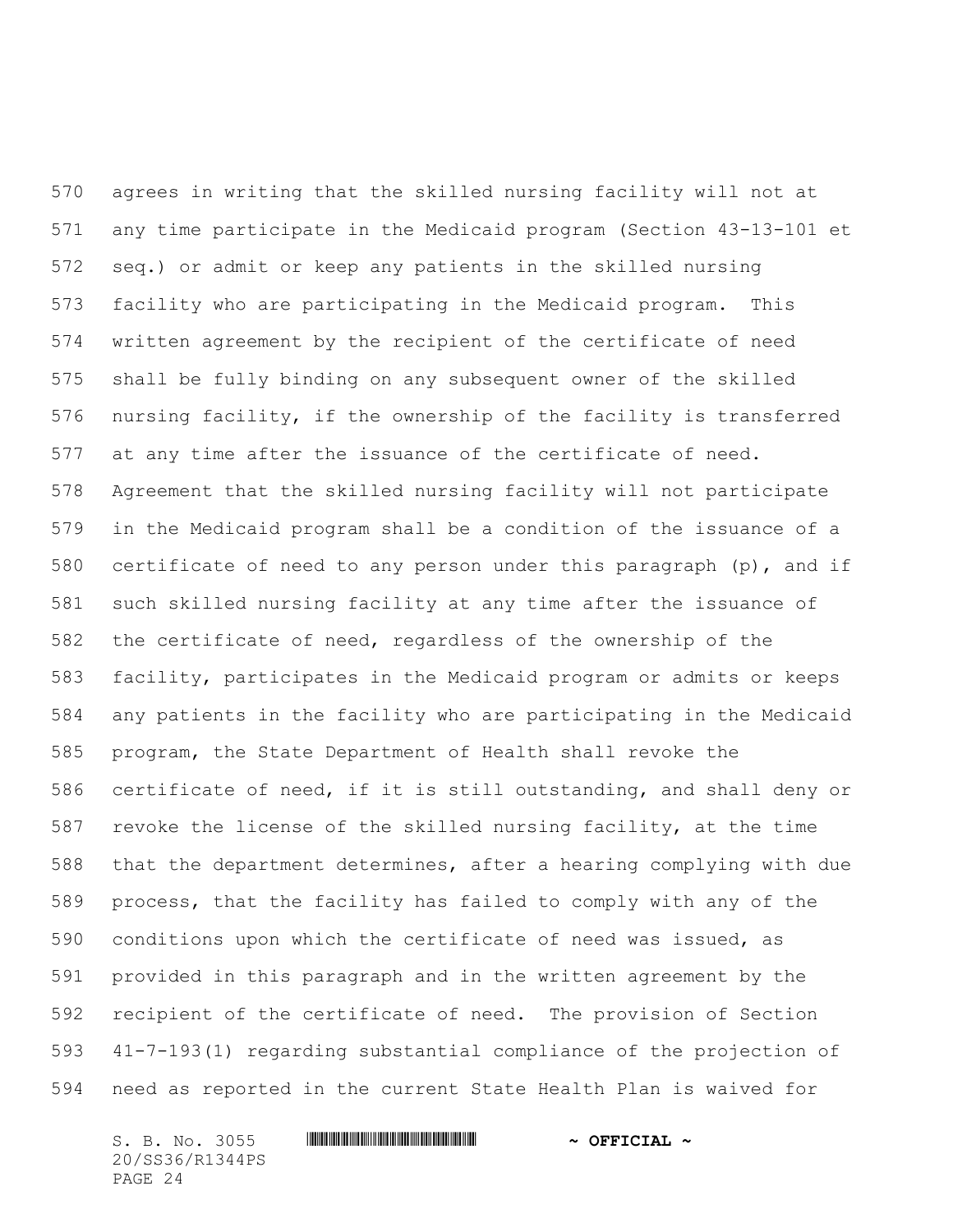agrees in writing that the skilled nursing facility will not at any time participate in the Medicaid program (Section 43-13-101 et seq.) or admit or keep any patients in the skilled nursing facility who are participating in the Medicaid program. This written agreement by the recipient of the certificate of need shall be fully binding on any subsequent owner of the skilled nursing facility, if the ownership of the facility is transferred at any time after the issuance of the certificate of need. Agreement that the skilled nursing facility will not participate in the Medicaid program shall be a condition of the issuance of a certificate of need to any person under this paragraph (p), and if such skilled nursing facility at any time after the issuance of the certificate of need, regardless of the ownership of the facility, participates in the Medicaid program or admits or keeps any patients in the facility who are participating in the Medicaid program, the State Department of Health shall revoke the certificate of need, if it is still outstanding, and shall deny or revoke the license of the skilled nursing facility, at the time that the department determines, after a hearing complying with due process, that the facility has failed to comply with any of the conditions upon which the certificate of need was issued, as provided in this paragraph and in the written agreement by the recipient of the certificate of need. The provision of Section 41-7-193(1) regarding substantial compliance of the projection of need as reported in the current State Health Plan is waived for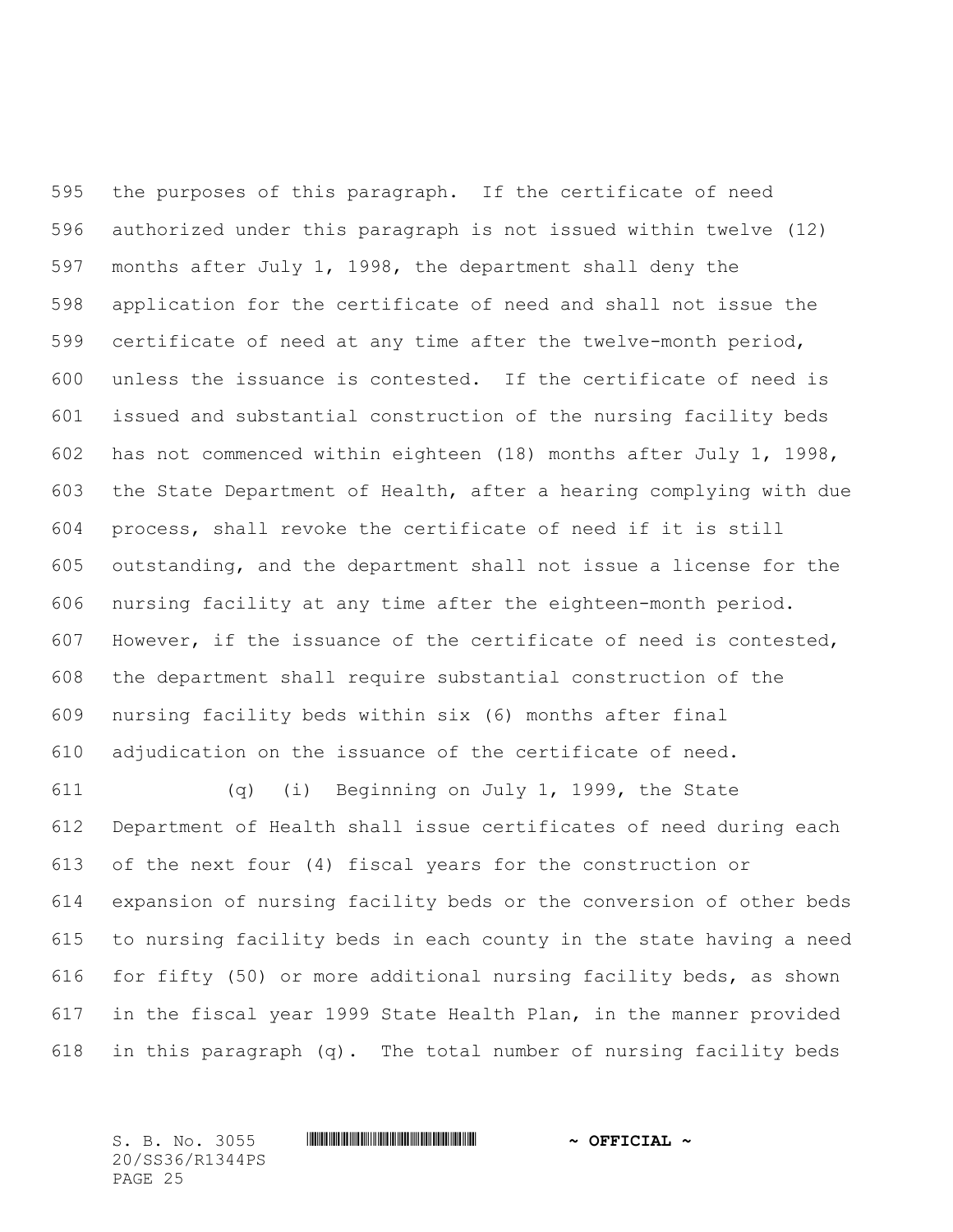the purposes of this paragraph. If the certificate of need authorized under this paragraph is not issued within twelve (12) months after July 1, 1998, the department shall deny the application for the certificate of need and shall not issue the certificate of need at any time after the twelve-month period, unless the issuance is contested. If the certificate of need is issued and substantial construction of the nursing facility beds has not commenced within eighteen (18) months after July 1, 1998, the State Department of Health, after a hearing complying with due process, shall revoke the certificate of need if it is still outstanding, and the department shall not issue a license for the nursing facility at any time after the eighteen-month period. However, if the issuance of the certificate of need is contested, the department shall require substantial construction of the nursing facility beds within six (6) months after final adjudication on the issuance of the certificate of need.

(q) (i) Beginning on July 1, 1999, the State Department of Health shall issue certificates of need during each of the next four (4) fiscal years for the construction or expansion of nursing facility beds or the conversion of other beds to nursing facility beds in each county in the state having a need for fifty (50) or more additional nursing facility beds, as shown in the fiscal year 1999 State Health Plan, in the manner provided in this paragraph (q). The total number of nursing facility beds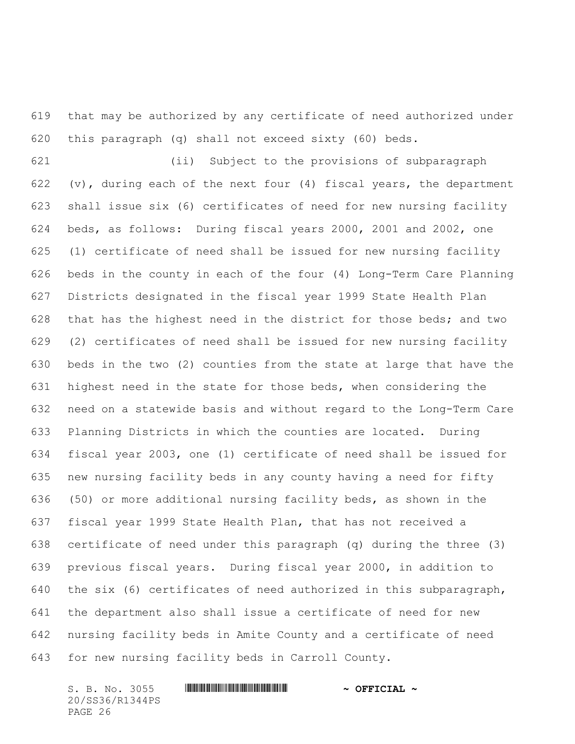that may be authorized by any certificate of need authorized under this paragraph (q) shall not exceed sixty (60) beds.

(ii) Subject to the provisions of subparagraph (v), during each of the next four (4) fiscal years, the department shall issue six (6) certificates of need for new nursing facility beds, as follows: During fiscal years 2000, 2001 and 2002, one (1) certificate of need shall be issued for new nursing facility beds in the county in each of the four (4) Long-Term Care Planning Districts designated in the fiscal year 1999 State Health Plan that has the highest need in the district for those beds; and two (2) certificates of need shall be issued for new nursing facility beds in the two (2) counties from the state at large that have the highest need in the state for those beds, when considering the need on a statewide basis and without regard to the Long-Term Care Planning Districts in which the counties are located. During fiscal year 2003, one (1) certificate of need shall be issued for new nursing facility beds in any county having a need for fifty (50) or more additional nursing facility beds, as shown in the fiscal year 1999 State Health Plan, that has not received a certificate of need under this paragraph (q) during the three (3) previous fiscal years. During fiscal year 2000, in addition to the six (6) certificates of need authorized in this subparagraph, the department also shall issue a certificate of need for new nursing facility beds in Amite County and a certificate of need for new nursing facility beds in Carroll County.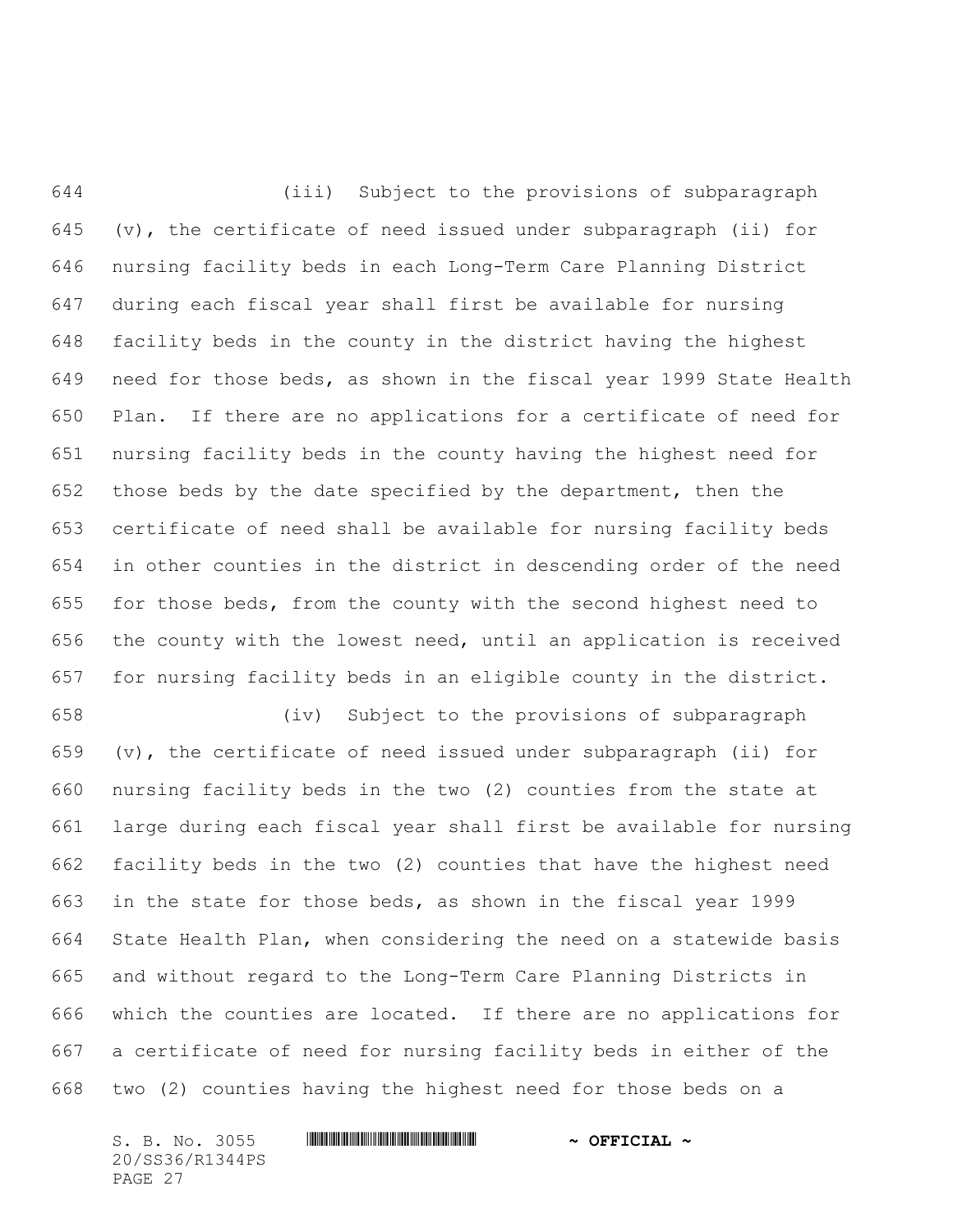(iii) Subject to the provisions of subparagraph (v), the certificate of need issued under subparagraph (ii) for nursing facility beds in each Long-Term Care Planning District during each fiscal year shall first be available for nursing facility beds in the county in the district having the highest need for those beds, as shown in the fiscal year 1999 State Health Plan. If there are no applications for a certificate of need for nursing facility beds in the county having the highest need for those beds by the date specified by the department, then the certificate of need shall be available for nursing facility beds in other counties in the district in descending order of the need for those beds, from the county with the second highest need to the county with the lowest need, until an application is received for nursing facility beds in an eligible county in the district.

(iv) Subject to the provisions of subparagraph (v), the certificate of need issued under subparagraph (ii) for nursing facility beds in the two (2) counties from the state at large during each fiscal year shall first be available for nursing facility beds in the two (2) counties that have the highest need in the state for those beds, as shown in the fiscal year 1999 State Health Plan, when considering the need on a statewide basis and without regard to the Long-Term Care Planning Districts in which the counties are located. If there are no applications for a certificate of need for nursing facility beds in either of the two (2) counties having the highest need for those beds on a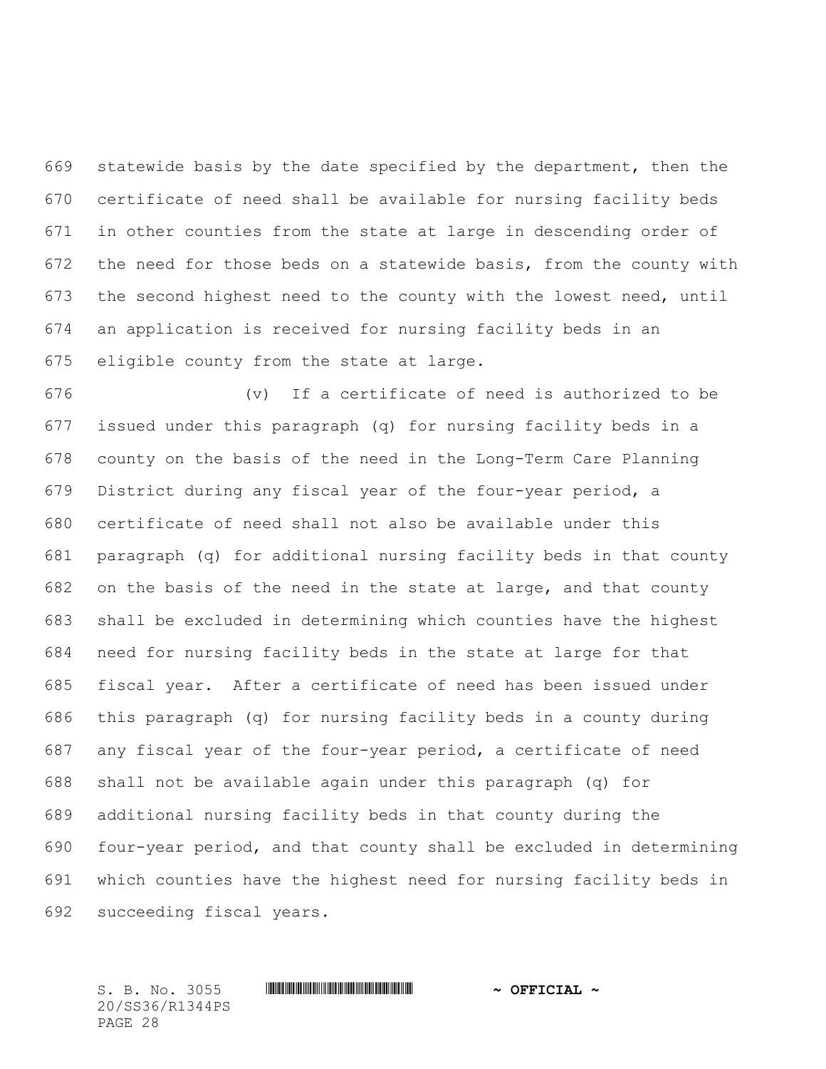statewide basis by the date specified by the department, then the certificate of need shall be available for nursing facility beds in other counties from the state at large in descending order of the need for those beds on a statewide basis, from the county with the second highest need to the county with the lowest need, until an application is received for nursing facility beds in an eligible county from the state at large.

(v) If a certificate of need is authorized to be issued under this paragraph (q) for nursing facility beds in a county on the basis of the need in the Long-Term Care Planning District during any fiscal year of the four-year period, a certificate of need shall not also be available under this paragraph (q) for additional nursing facility beds in that county on the basis of the need in the state at large, and that county shall be excluded in determining which counties have the highest need for nursing facility beds in the state at large for that fiscal year. After a certificate of need has been issued under this paragraph (q) for nursing facility beds in a county during any fiscal year of the four-year period, a certificate of need shall not be available again under this paragraph (q) for additional nursing facility beds in that county during the four-year period, and that county shall be excluded in determining which counties have the highest need for nursing facility beds in succeeding fiscal years.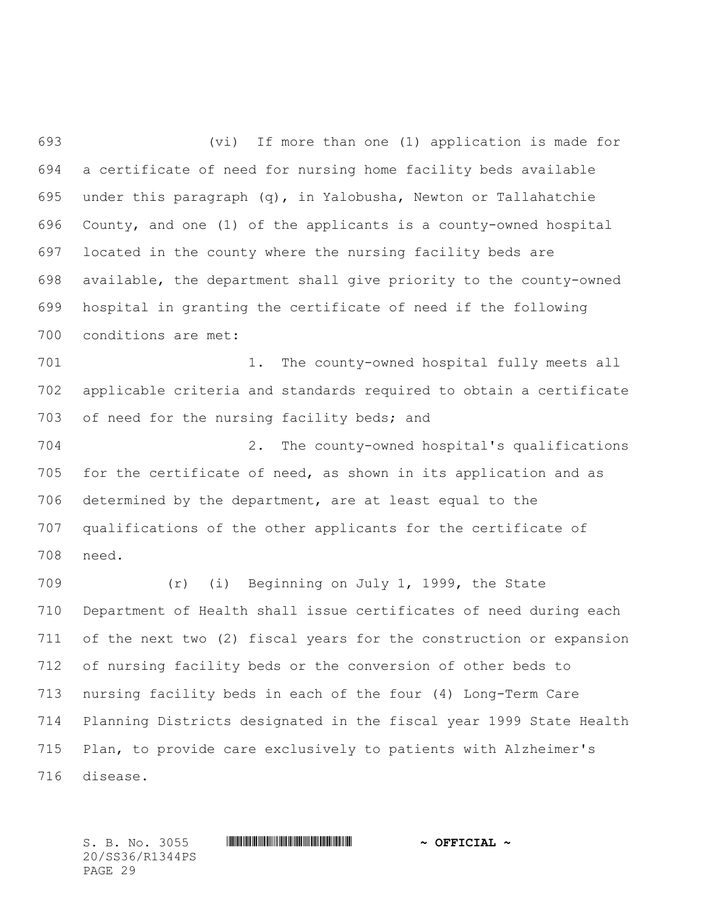(vi) If more than one (1) application is made for a certificate of need for nursing home facility beds available under this paragraph (q), in Yalobusha, Newton or Tallahatchie County, and one (1) of the applicants is a county-owned hospital located in the county where the nursing facility beds are available, the department shall give priority to the county-owned hospital in granting the certificate of need if the following conditions are met:

1. The county-owned hospital fully meets all applicable criteria and standards required to obtain a certificate of need for the nursing facility beds; and

2. The county-owned hospital's qualifications for the certificate of need, as shown in its application and as determined by the department, are at least equal to the qualifications of the other applicants for the certificate of need.

(r) (i) Beginning on July 1, 1999, the State Department of Health shall issue certificates of need during each of the next two (2) fiscal years for the construction or expansion of nursing facility beds or the conversion of other beds to nursing facility beds in each of the four (4) Long-Term Care Planning Districts designated in the fiscal year 1999 State Health Plan, to provide care exclusively to patients with Alzheimer's disease.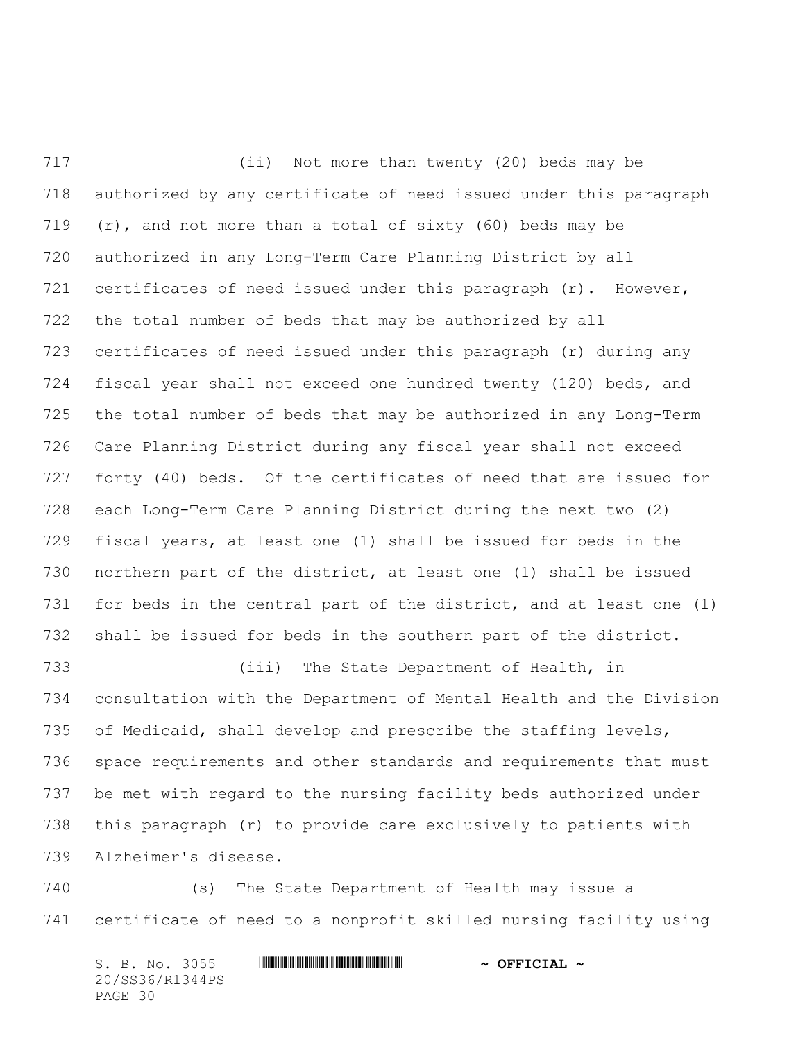(ii) Not more than twenty (20) beds may be authorized by any certificate of need issued under this paragraph (r), and not more than a total of sixty (60) beds may be authorized in any Long-Term Care Planning District by all certificates of need issued under this paragraph (r). However, the total number of beds that may be authorized by all certificates of need issued under this paragraph (r) during any fiscal year shall not exceed one hundred twenty (120) beds, and the total number of beds that may be authorized in any Long-Term Care Planning District during any fiscal year shall not exceed forty (40) beds. Of the certificates of need that are issued for each Long-Term Care Planning District during the next two (2) fiscal years, at least one (1) shall be issued for beds in the northern part of the district, at least one (1) shall be issued for beds in the central part of the district, and at least one (1) shall be issued for beds in the southern part of the district.

(iii) The State Department of Health, in consultation with the Department of Mental Health and the Division of Medicaid, shall develop and prescribe the staffing levels, space requirements and other standards and requirements that must be met with regard to the nursing facility beds authorized under this paragraph (r) to provide care exclusively to patients with Alzheimer's disease.

(s) The State Department of Health may issue a certificate of need to a nonprofit skilled nursing facility using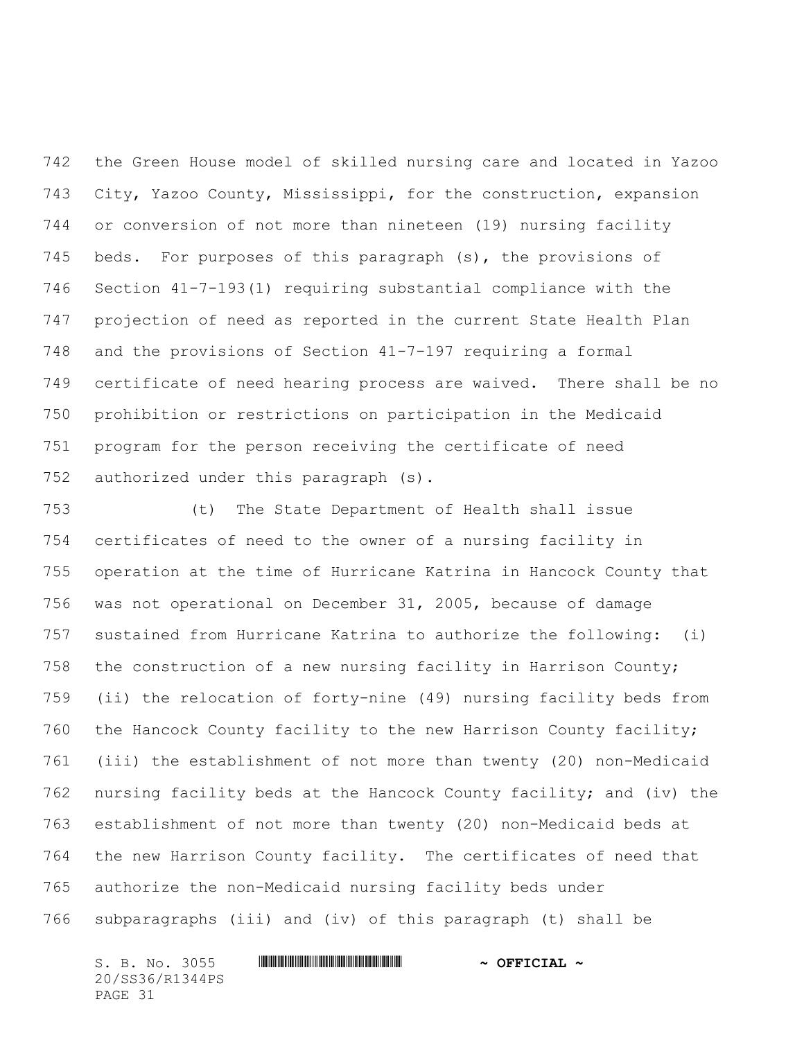the Green House model of skilled nursing care and located in Yazoo City, Yazoo County, Mississippi, for the construction, expansion or conversion of not more than nineteen (19) nursing facility beds. For purposes of this paragraph (s), the provisions of Section 41-7-193(1) requiring substantial compliance with the projection of need as reported in the current State Health Plan and the provisions of Section 41-7-197 requiring a formal certificate of need hearing process are waived. There shall be no prohibition or restrictions on participation in the Medicaid program for the person receiving the certificate of need authorized under this paragraph (s).

(t) The State Department of Health shall issue certificates of need to the owner of a nursing facility in operation at the time of Hurricane Katrina in Hancock County that was not operational on December 31, 2005, because of damage sustained from Hurricane Katrina to authorize the following: (i) the construction of a new nursing facility in Harrison County; (ii) the relocation of forty-nine (49) nursing facility beds from the Hancock County facility to the new Harrison County facility; (iii) the establishment of not more than twenty (20) non-Medicaid nursing facility beds at the Hancock County facility; and (iv) the establishment of not more than twenty (20) non-Medicaid beds at the new Harrison County facility. The certificates of need that authorize the non-Medicaid nursing facility beds under subparagraphs (iii) and (iv) of this paragraph (t) shall be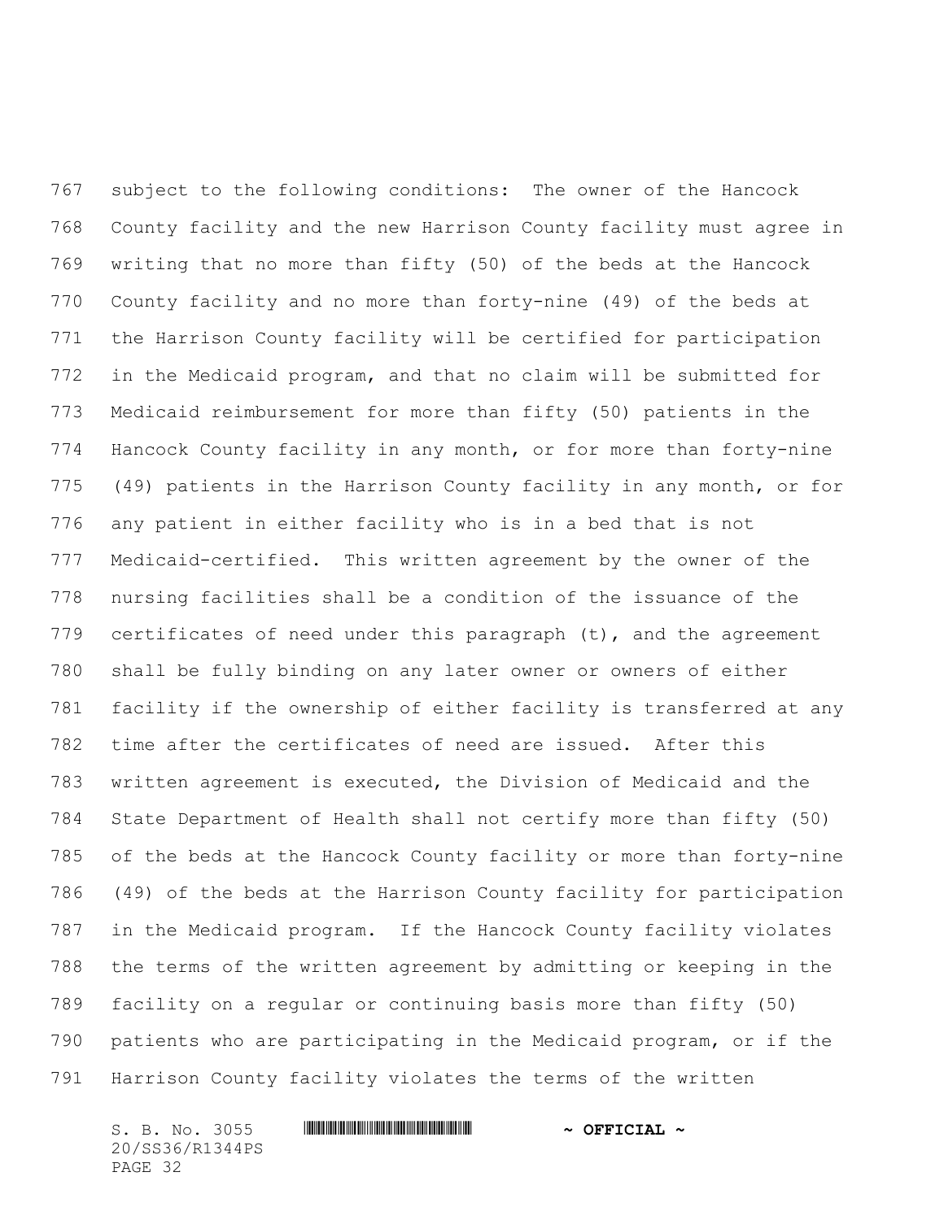subject to the following conditions: The owner of the Hancock County facility and the new Harrison County facility must agree in writing that no more than fifty (50) of the beds at the Hancock County facility and no more than forty-nine (49) of the beds at the Harrison County facility will be certified for participation in the Medicaid program, and that no claim will be submitted for Medicaid reimbursement for more than fifty (50) patients in the Hancock County facility in any month, or for more than forty-nine (49) patients in the Harrison County facility in any month, or for any patient in either facility who is in a bed that is not Medicaid-certified. This written agreement by the owner of the nursing facilities shall be a condition of the issuance of the certificates of need under this paragraph (t), and the agreement shall be fully binding on any later owner or owners of either facility if the ownership of either facility is transferred at any time after the certificates of need are issued. After this written agreement is executed, the Division of Medicaid and the State Department of Health shall not certify more than fifty (50) of the beds at the Hancock County facility or more than forty-nine (49) of the beds at the Harrison County facility for participation in the Medicaid program. If the Hancock County facility violates the terms of the written agreement by admitting or keeping in the facility on a regular or continuing basis more than fifty (50) patients who are participating in the Medicaid program, or if the Harrison County facility violates the terms of the written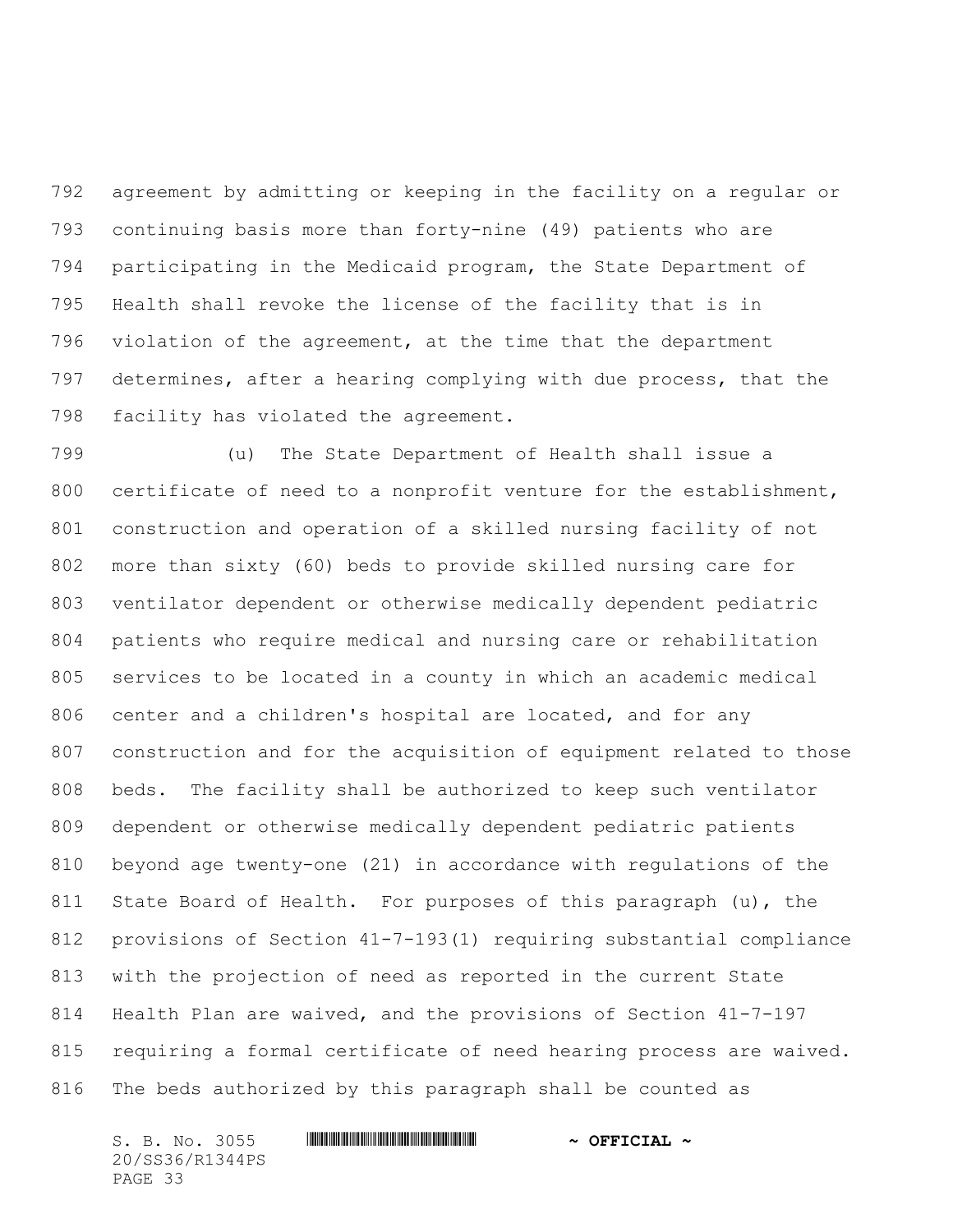agreement by admitting or keeping in the facility on a regular or continuing basis more than forty-nine (49) patients who are participating in the Medicaid program, the State Department of Health shall revoke the license of the facility that is in violation of the agreement, at the time that the department determines, after a hearing complying with due process, that the facility has violated the agreement.

(u) The State Department of Health shall issue a certificate of need to a nonprofit venture for the establishment, construction and operation of a skilled nursing facility of not more than sixty (60) beds to provide skilled nursing care for ventilator dependent or otherwise medically dependent pediatric patients who require medical and nursing care or rehabilitation services to be located in a county in which an academic medical center and a children's hospital are located, and for any construction and for the acquisition of equipment related to those beds. The facility shall be authorized to keep such ventilator dependent or otherwise medically dependent pediatric patients beyond age twenty-one (21) in accordance with regulations of the State Board of Health. For purposes of this paragraph (u), the provisions of Section 41-7-193(1) requiring substantial compliance with the projection of need as reported in the current State Health Plan are waived, and the provisions of Section 41-7-197 requiring a formal certificate of need hearing process are waived. The beds authorized by this paragraph shall be counted as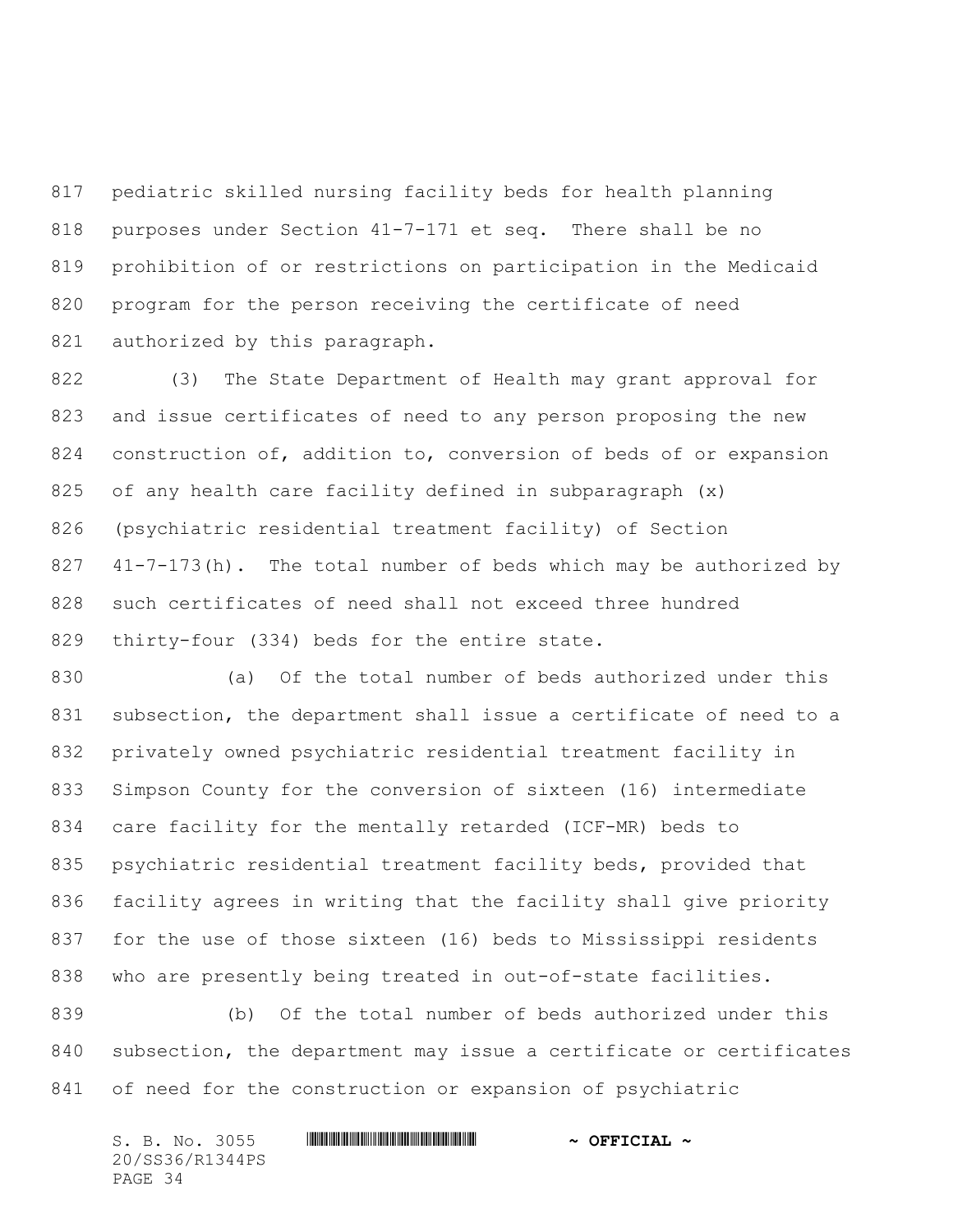pediatric skilled nursing facility beds for health planning purposes under Section 41-7-171 et seq. There shall be no prohibition of or restrictions on participation in the Medicaid program for the person receiving the certificate of need authorized by this paragraph.

(3) The State Department of Health may grant approval for and issue certificates of need to any person proposing the new construction of, addition to, conversion of beds of or expansion of any health care facility defined in subparagraph (x) (psychiatric residential treatment facility) of Section 41-7-173(h). The total number of beds which may be authorized by such certificates of need shall not exceed three hundred thirty-four (334) beds for the entire state.

(a) Of the total number of beds authorized under this subsection, the department shall issue a certificate of need to a privately owned psychiatric residential treatment facility in Simpson County for the conversion of sixteen (16) intermediate care facility for the mentally retarded (ICF-MR) beds to psychiatric residential treatment facility beds, provided that facility agrees in writing that the facility shall give priority for the use of those sixteen (16) beds to Mississippi residents who are presently being treated in out-of-state facilities.

(b) Of the total number of beds authorized under this subsection, the department may issue a certificate or certificates of need for the construction or expansion of psychiatric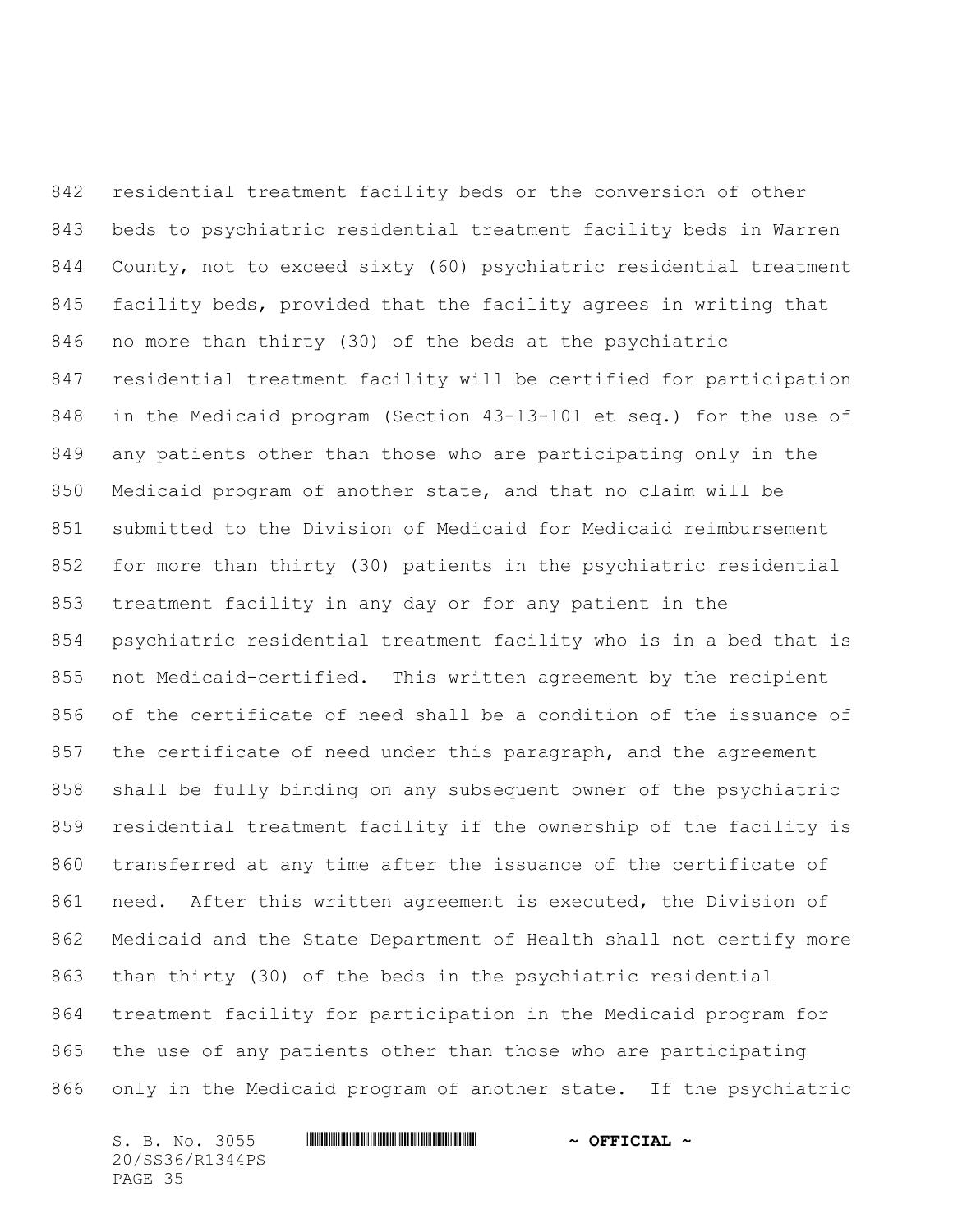residential treatment facility beds or the conversion of other beds to psychiatric residential treatment facility beds in Warren County, not to exceed sixty (60) psychiatric residential treatment facility beds, provided that the facility agrees in writing that no more than thirty (30) of the beds at the psychiatric residential treatment facility will be certified for participation in the Medicaid program (Section 43-13-101 et seq.) for the use of any patients other than those who are participating only in the Medicaid program of another state, and that no claim will be submitted to the Division of Medicaid for Medicaid reimbursement for more than thirty (30) patients in the psychiatric residential treatment facility in any day or for any patient in the psychiatric residential treatment facility who is in a bed that is not Medicaid-certified. This written agreement by the recipient of the certificate of need shall be a condition of the issuance of the certificate of need under this paragraph, and the agreement shall be fully binding on any subsequent owner of the psychiatric residential treatment facility if the ownership of the facility is transferred at any time after the issuance of the certificate of need. After this written agreement is executed, the Division of Medicaid and the State Department of Health shall not certify more than thirty (30) of the beds in the psychiatric residential treatment facility for participation in the Medicaid program for the use of any patients other than those who are participating only in the Medicaid program of another state. If the psychiatric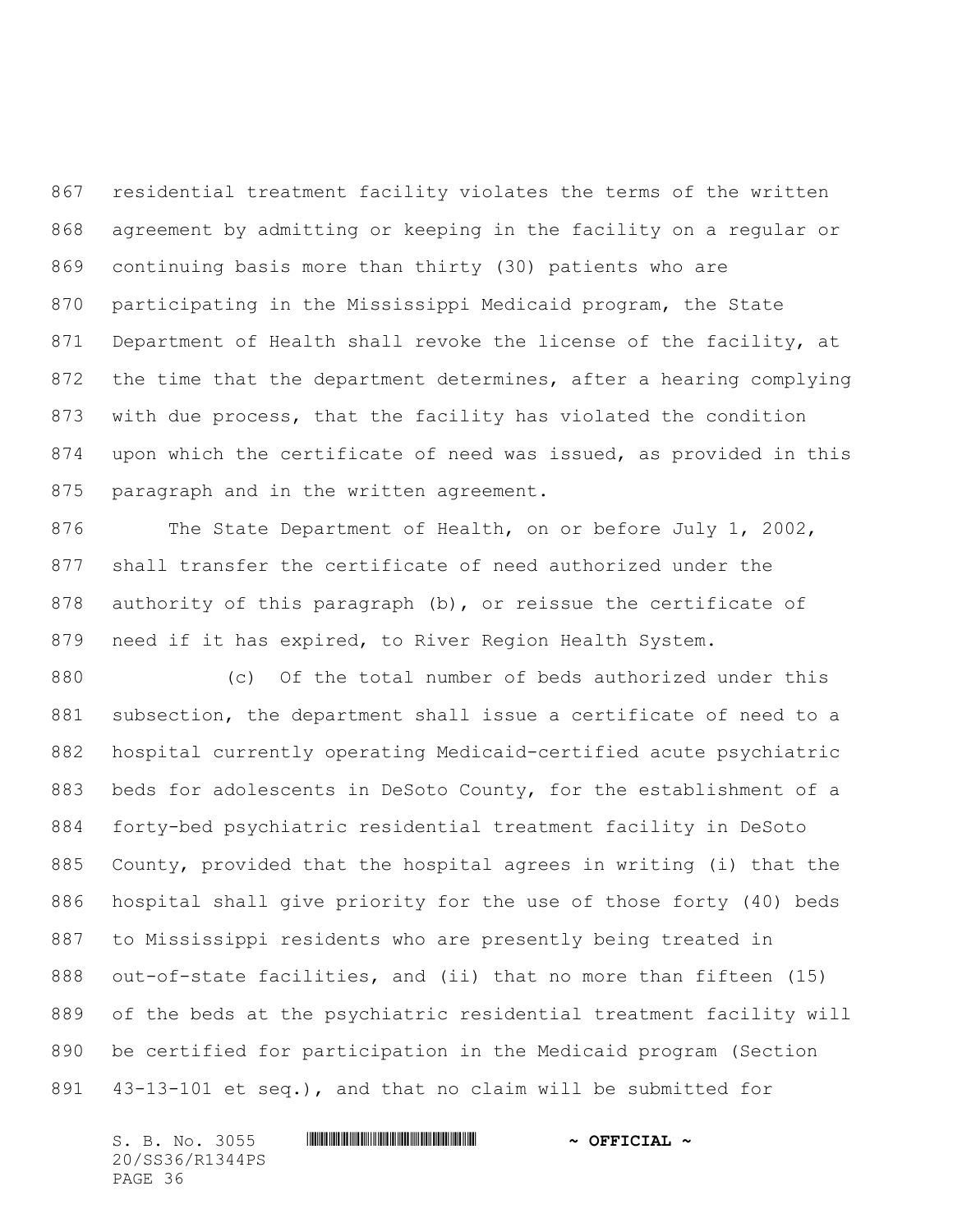residential treatment facility violates the terms of the written agreement by admitting or keeping in the facility on a regular or continuing basis more than thirty (30) patients who are participating in the Mississippi Medicaid program, the State Department of Health shall revoke the license of the facility, at the time that the department determines, after a hearing complying with due process, that the facility has violated the condition upon which the certificate of need was issued, as provided in this paragraph and in the written agreement.

The State Department of Health, on or before July 1, 2002, shall transfer the certificate of need authorized under the authority of this paragraph (b), or reissue the certificate of need if it has expired, to River Region Health System.

(c) Of the total number of beds authorized under this subsection, the department shall issue a certificate of need to a hospital currently operating Medicaid-certified acute psychiatric beds for adolescents in DeSoto County, for the establishment of a forty-bed psychiatric residential treatment facility in DeSoto County, provided that the hospital agrees in writing (i) that the hospital shall give priority for the use of those forty (40) beds to Mississippi residents who are presently being treated in out-of-state facilities, and (ii) that no more than fifteen (15) of the beds at the psychiatric residential treatment facility will be certified for participation in the Medicaid program (Section 43-13-101 et seq.), and that no claim will be submitted for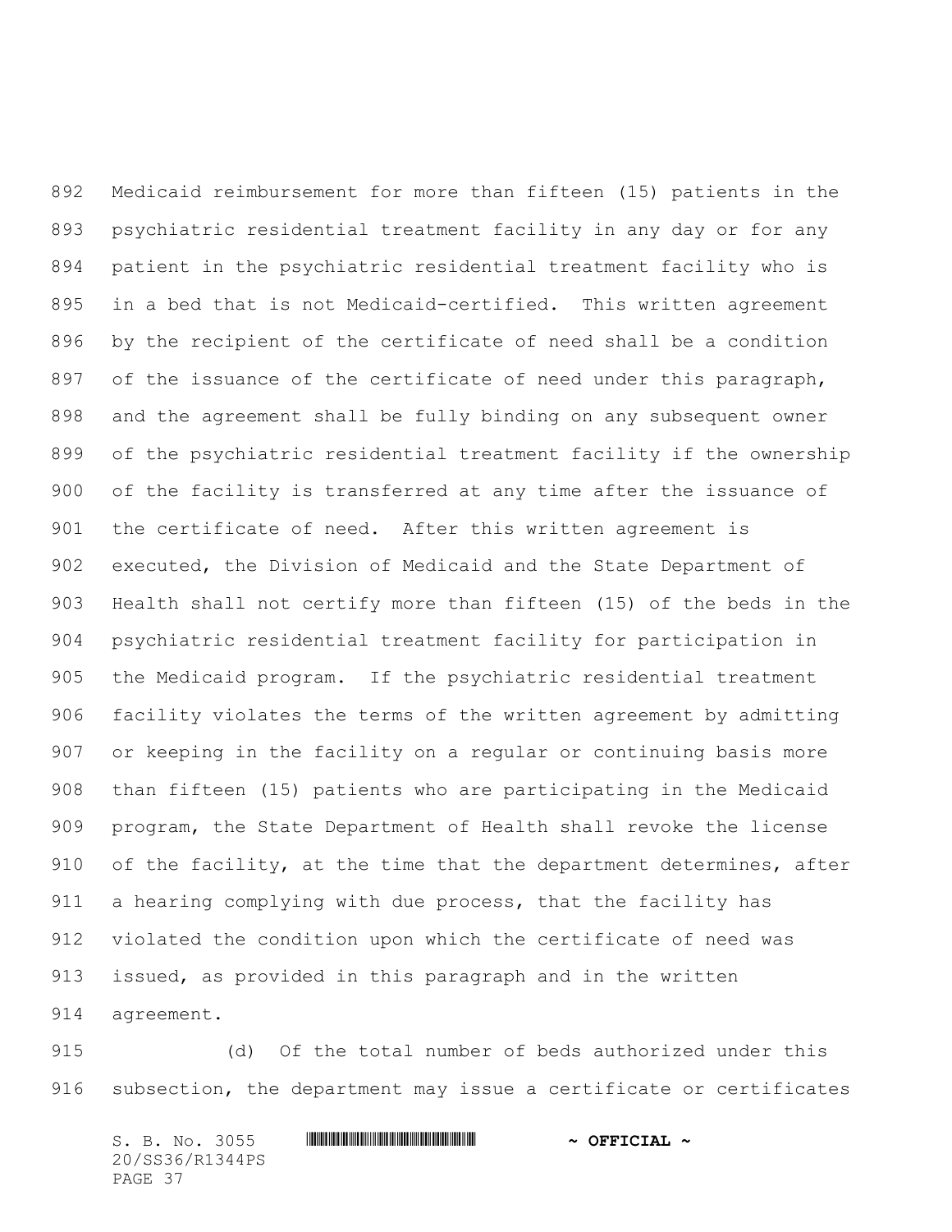Medicaid reimbursement for more than fifteen (15) patients in the psychiatric residential treatment facility in any day or for any patient in the psychiatric residential treatment facility who is in a bed that is not Medicaid-certified. This written agreement by the recipient of the certificate of need shall be a condition of the issuance of the certificate of need under this paragraph, and the agreement shall be fully binding on any subsequent owner of the psychiatric residential treatment facility if the ownership of the facility is transferred at any time after the issuance of the certificate of need. After this written agreement is executed, the Division of Medicaid and the State Department of Health shall not certify more than fifteen (15) of the beds in the psychiatric residential treatment facility for participation in the Medicaid program. If the psychiatric residential treatment facility violates the terms of the written agreement by admitting or keeping in the facility on a regular or continuing basis more than fifteen (15) patients who are participating in the Medicaid program, the State Department of Health shall revoke the license of the facility, at the time that the department determines, after a hearing complying with due process, that the facility has violated the condition upon which the certificate of need was issued, as provided in this paragraph and in the written agreement.

(d) Of the total number of beds authorized under this subsection, the department may issue a certificate or certificates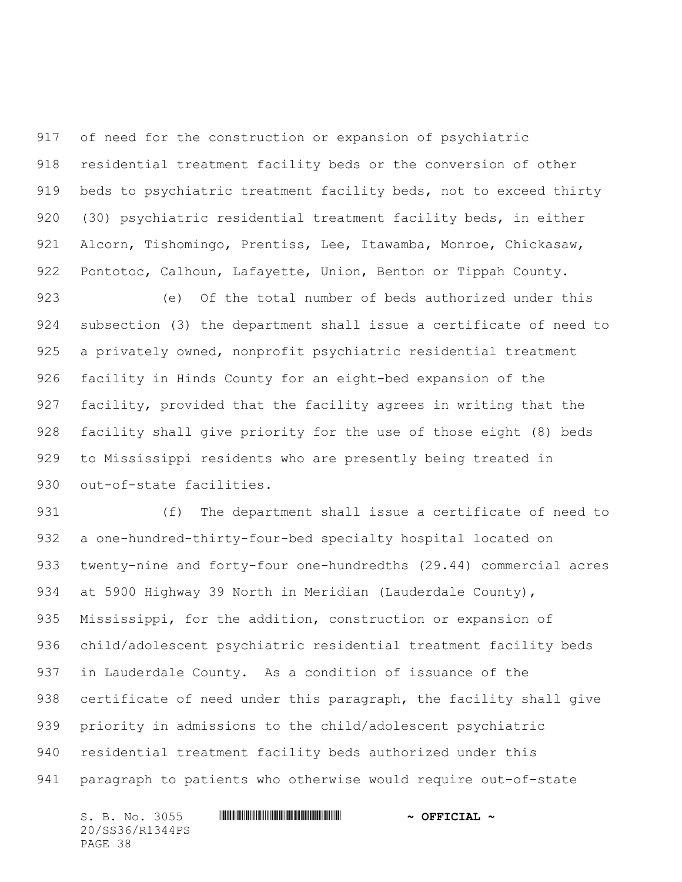of need for the construction or expansion of psychiatric residential treatment facility beds or the conversion of other beds to psychiatric treatment facility beds, not to exceed thirty (30) psychiatric residential treatment facility beds, in either Alcorn, Tishomingo, Prentiss, Lee, Itawamba, Monroe, Chickasaw, Pontotoc, Calhoun, Lafayette, Union, Benton or Tippah County.

(e) Of the total number of beds authorized under this subsection (3) the department shall issue a certificate of need to a privately owned, nonprofit psychiatric residential treatment facility in Hinds County for an eight-bed expansion of the facility, provided that the facility agrees in writing that the facility shall give priority for the use of those eight (8) beds to Mississippi residents who are presently being treated in out-of-state facilities.

(f) The department shall issue a certificate of need to a one-hundred-thirty-four-bed specialty hospital located on twenty-nine and forty-four one-hundredths (29.44) commercial acres at 5900 Highway 39 North in Meridian (Lauderdale County), Mississippi, for the addition, construction or expansion of child/adolescent psychiatric residential treatment facility beds in Lauderdale County. As a condition of issuance of the certificate of need under this paragraph, the facility shall give priority in admissions to the child/adolescent psychiatric residential treatment facility beds authorized under this paragraph to patients who otherwise would require out-of-state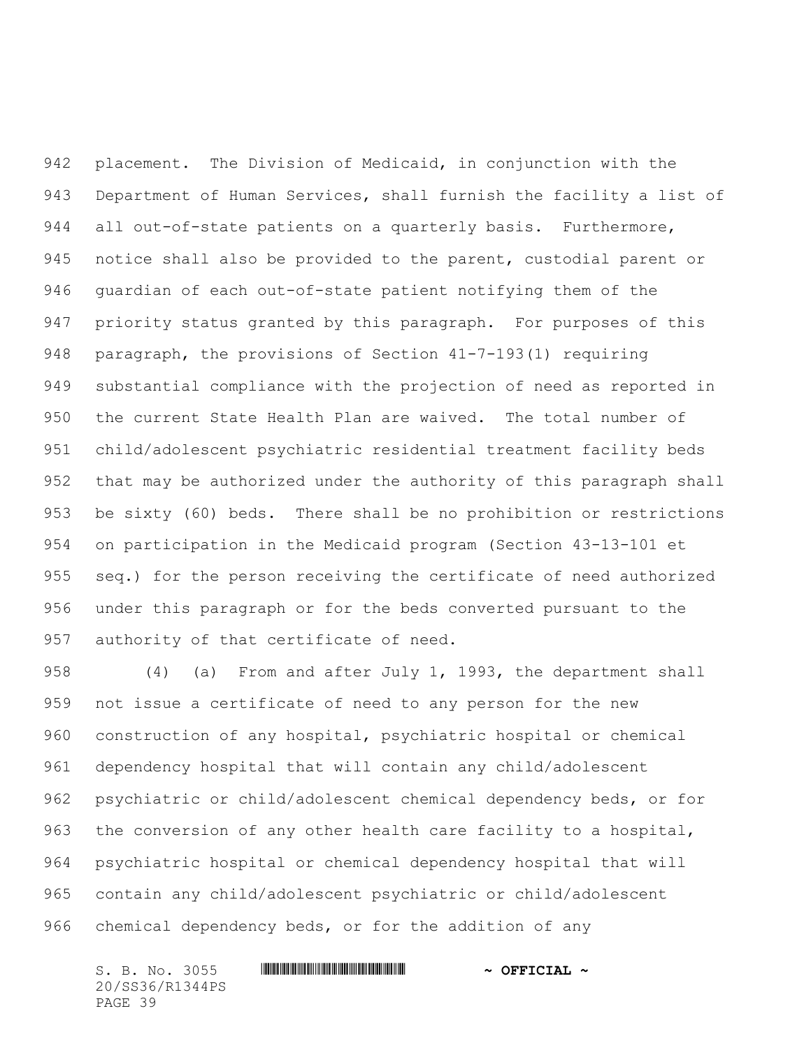placement. The Division of Medicaid, in conjunction with the Department of Human Services, shall furnish the facility a list of all out-of-state patients on a quarterly basis. Furthermore, notice shall also be provided to the parent, custodial parent or guardian of each out-of-state patient notifying them of the priority status granted by this paragraph. For purposes of this paragraph, the provisions of Section 41-7-193(1) requiring substantial compliance with the projection of need as reported in the current State Health Plan are waived. The total number of child/adolescent psychiatric residential treatment facility beds that may be authorized under the authority of this paragraph shall be sixty (60) beds. There shall be no prohibition or restrictions on participation in the Medicaid program (Section 43-13-101 et seq.) for the person receiving the certificate of need authorized under this paragraph or for the beds converted pursuant to the authority of that certificate of need.

(4) (a) From and after July 1, 1993, the department shall not issue a certificate of need to any person for the new construction of any hospital, psychiatric hospital or chemical dependency hospital that will contain any child/adolescent psychiatric or child/adolescent chemical dependency beds, or for the conversion of any other health care facility to a hospital, psychiatric hospital or chemical dependency hospital that will contain any child/adolescent psychiatric or child/adolescent chemical dependency beds, or for the addition of any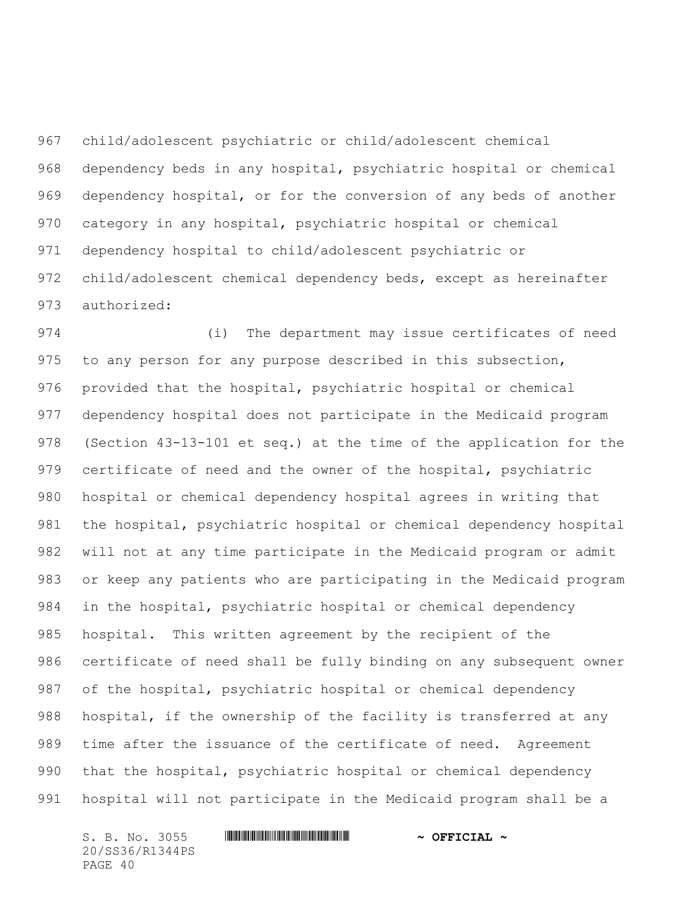child/adolescent psychiatric or child/adolescent chemical dependency beds in any hospital, psychiatric hospital or chemical dependency hospital, or for the conversion of any beds of another category in any hospital, psychiatric hospital or chemical dependency hospital to child/adolescent psychiatric or child/adolescent chemical dependency beds, except as hereinafter authorized:

(i) The department may issue certificates of need to any person for any purpose described in this subsection, provided that the hospital, psychiatric hospital or chemical dependency hospital does not participate in the Medicaid program (Section 43-13-101 et seq.) at the time of the application for the certificate of need and the owner of the hospital, psychiatric hospital or chemical dependency hospital agrees in writing that the hospital, psychiatric hospital or chemical dependency hospital will not at any time participate in the Medicaid program or admit or keep any patients who are participating in the Medicaid program in the hospital, psychiatric hospital or chemical dependency hospital. This written agreement by the recipient of the certificate of need shall be fully binding on any subsequent owner of the hospital, psychiatric hospital or chemical dependency hospital, if the ownership of the facility is transferred at any time after the issuance of the certificate of need. Agreement that the hospital, psychiatric hospital or chemical dependency hospital will not participate in the Medicaid program shall be a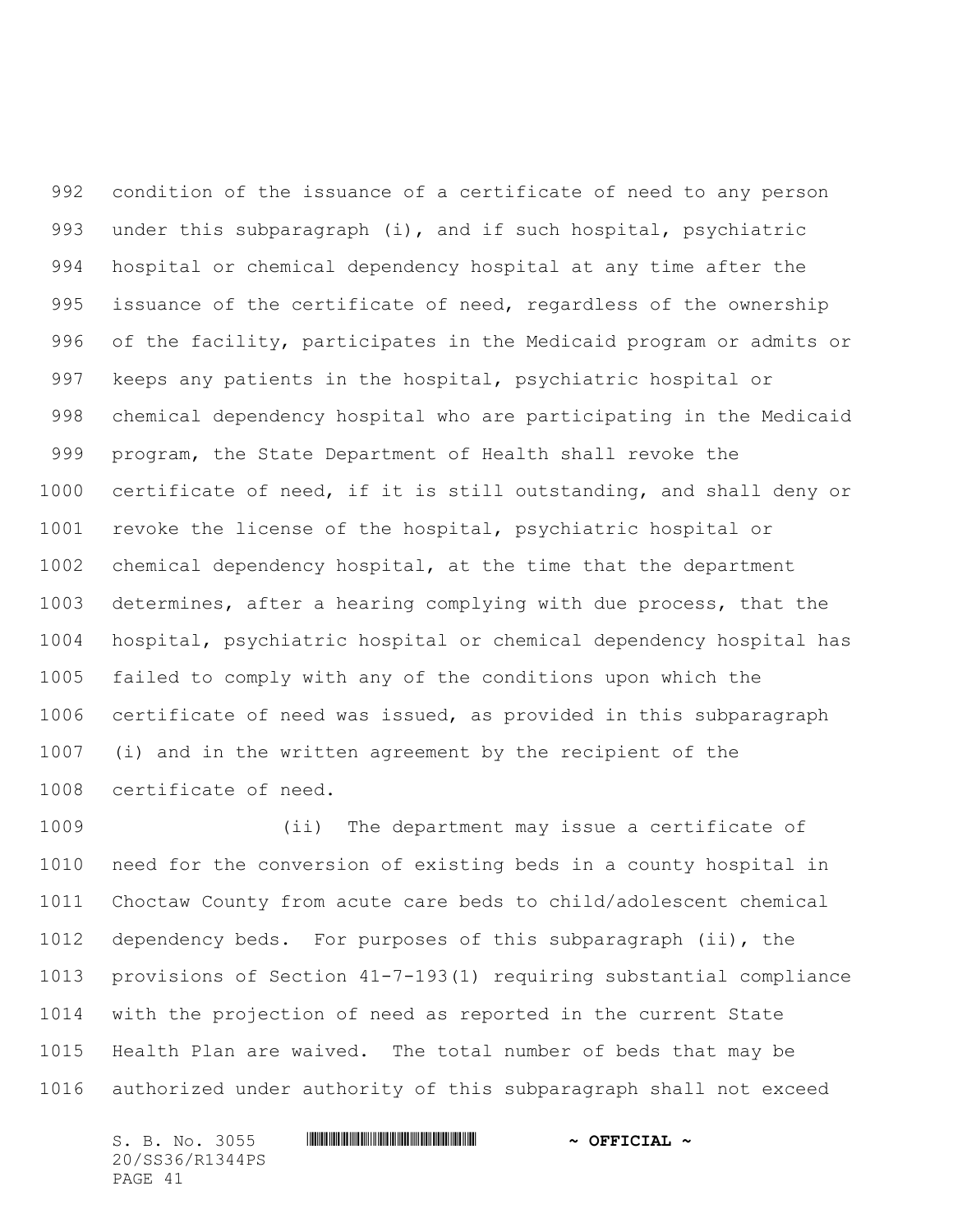condition of the issuance of a certificate of need to any person under this subparagraph (i), and if such hospital, psychiatric hospital or chemical dependency hospital at any time after the issuance of the certificate of need, regardless of the ownership of the facility, participates in the Medicaid program or admits or keeps any patients in the hospital, psychiatric hospital or chemical dependency hospital who are participating in the Medicaid program, the State Department of Health shall revoke the certificate of need, if it is still outstanding, and shall deny or revoke the license of the hospital, psychiatric hospital or chemical dependency hospital, at the time that the department determines, after a hearing complying with due process, that the hospital, psychiatric hospital or chemical dependency hospital has failed to comply with any of the conditions upon which the certificate of need was issued, as provided in this subparagraph (i) and in the written agreement by the recipient of the certificate of need.

(ii) The department may issue a certificate of need for the conversion of existing beds in a county hospital in Choctaw County from acute care beds to child/adolescent chemical dependency beds. For purposes of this subparagraph (ii), the provisions of Section 41-7-193(1) requiring substantial compliance with the projection of need as reported in the current State Health Plan are waived. The total number of beds that may be authorized under authority of this subparagraph shall not exceed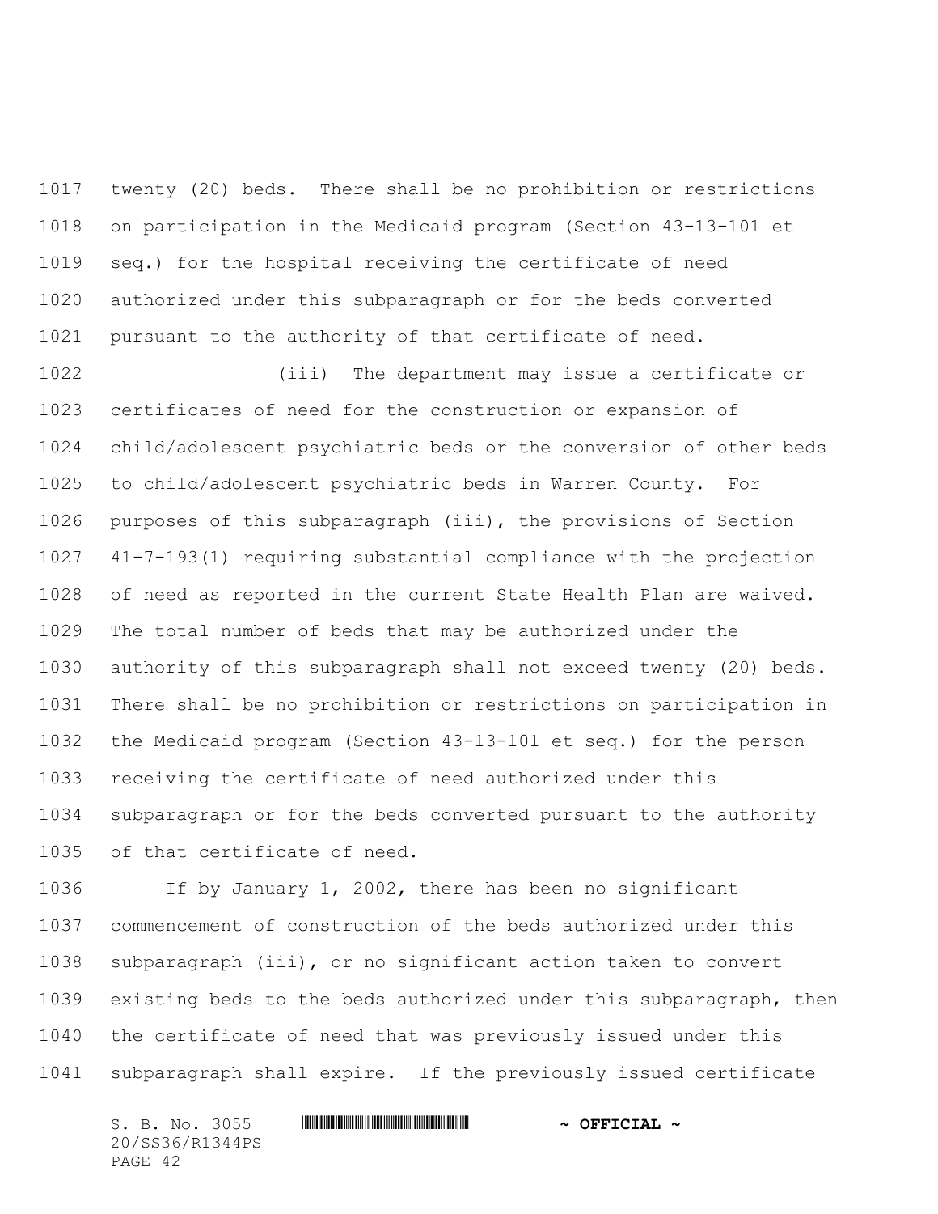twenty (20) beds. There shall be no prohibition or restrictions on participation in the Medicaid program (Section 43-13-101 et seq.) for the hospital receiving the certificate of need authorized under this subparagraph or for the beds converted pursuant to the authority of that certificate of need.

(iii) The department may issue a certificate or certificates of need for the construction or expansion of child/adolescent psychiatric beds or the conversion of other beds to child/adolescent psychiatric beds in Warren County. For purposes of this subparagraph (iii), the provisions of Section 41-7-193(1) requiring substantial compliance with the projection of need as reported in the current State Health Plan are waived. The total number of beds that may be authorized under the authority of this subparagraph shall not exceed twenty (20) beds. There shall be no prohibition or restrictions on participation in the Medicaid program (Section 43-13-101 et seq.) for the person receiving the certificate of need authorized under this subparagraph or for the beds converted pursuant to the authority of that certificate of need.

If by January 1, 2002, there has been no significant commencement of construction of the beds authorized under this subparagraph (iii), or no significant action taken to convert existing beds to the beds authorized under this subparagraph, then the certificate of need that was previously issued under this subparagraph shall expire. If the previously issued certificate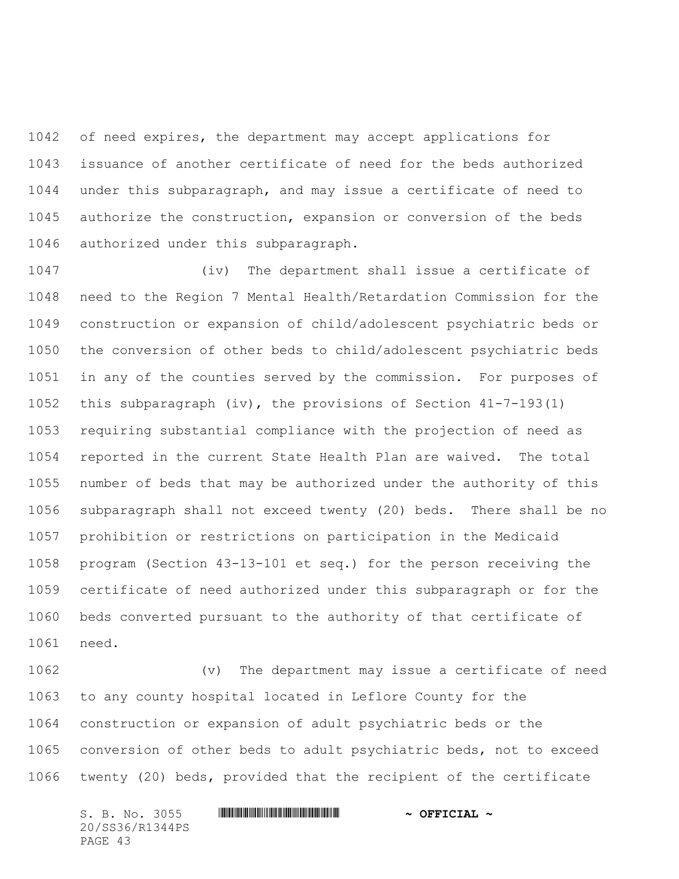of need expires, the department may accept applications for issuance of another certificate of need for the beds authorized under this subparagraph, and may issue a certificate of need to authorize the construction, expansion or conversion of the beds authorized under this subparagraph.

(iv) The department shall issue a certificate of need to the Region 7 Mental Health/Retardation Commission for the construction or expansion of child/adolescent psychiatric beds or the conversion of other beds to child/adolescent psychiatric beds in any of the counties served by the commission. For purposes of this subparagraph (iv), the provisions of Section 41-7-193(1) requiring substantial compliance with the projection of need as reported in the current State Health Plan are waived. The total number of beds that may be authorized under the authority of this subparagraph shall not exceed twenty (20) beds. There shall be no prohibition or restrictions on participation in the Medicaid program (Section 43-13-101 et seq.) for the person receiving the certificate of need authorized under this subparagraph or for the beds converted pursuant to the authority of that certificate of need.

(v) The department may issue a certificate of need to any county hospital located in Leflore County for the construction or expansion of adult psychiatric beds or the conversion of other beds to adult psychiatric beds, not to exceed twenty (20) beds, provided that the recipient of the certificate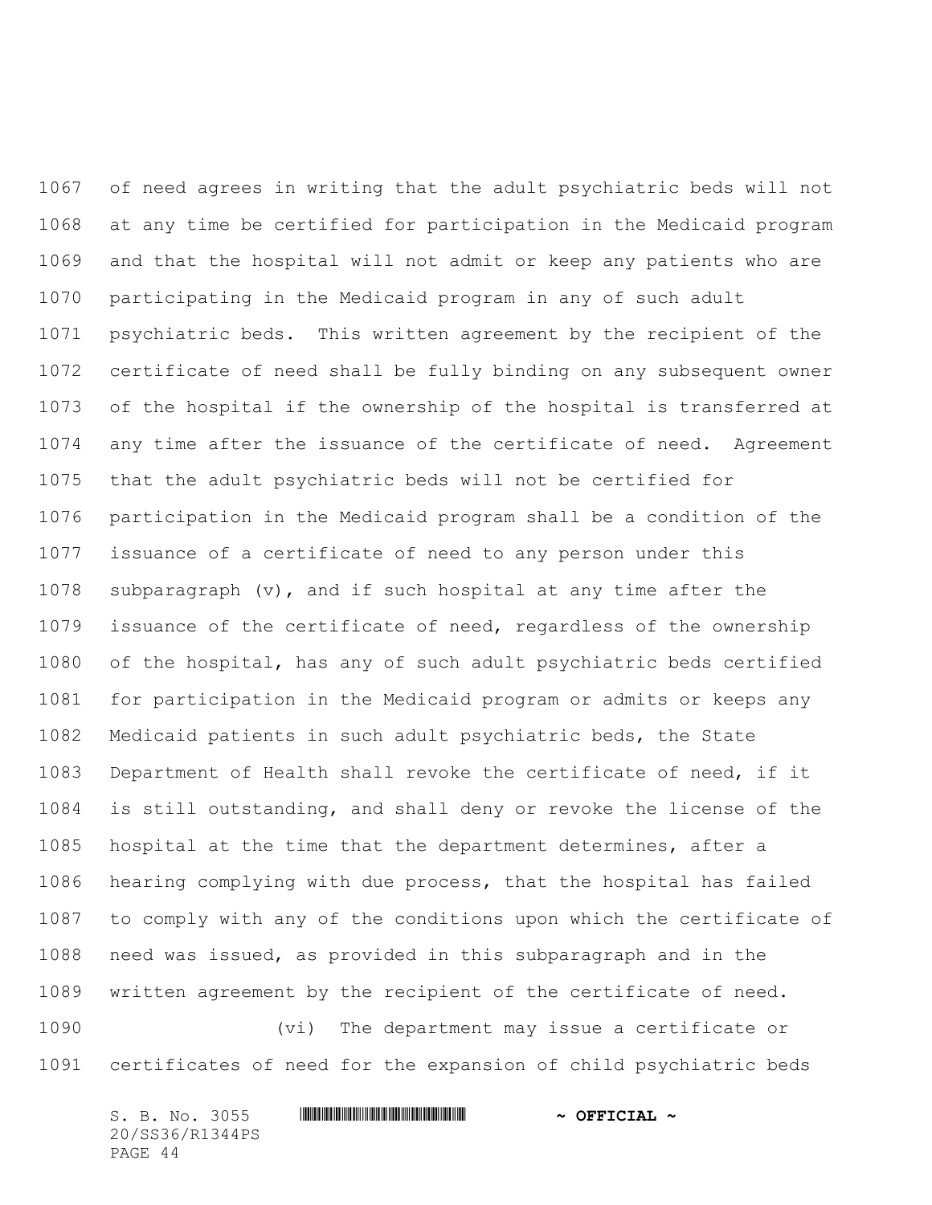of need agrees in writing that the adult psychiatric beds will not at any time be certified for participation in the Medicaid program and that the hospital will not admit or keep any patients who are participating in the Medicaid program in any of such adult psychiatric beds. This written agreement by the recipient of the certificate of need shall be fully binding on any subsequent owner of the hospital if the ownership of the hospital is transferred at any time after the issuance of the certificate of need. Agreement that the adult psychiatric beds will not be certified for participation in the Medicaid program shall be a condition of the issuance of a certificate of need to any person under this subparagraph (v), and if such hospital at any time after the issuance of the certificate of need, regardless of the ownership of the hospital, has any of such adult psychiatric beds certified for participation in the Medicaid program or admits or keeps any Medicaid patients in such adult psychiatric beds, the State Department of Health shall revoke the certificate of need, if it is still outstanding, and shall deny or revoke the license of the hospital at the time that the department determines, after a hearing complying with due process, that the hospital has failed to comply with any of the conditions upon which the certificate of need was issued, as provided in this subparagraph and in the written agreement by the recipient of the certificate of need.

(vi) The department may issue a certificate or certificates of need for the expansion of child psychiatric beds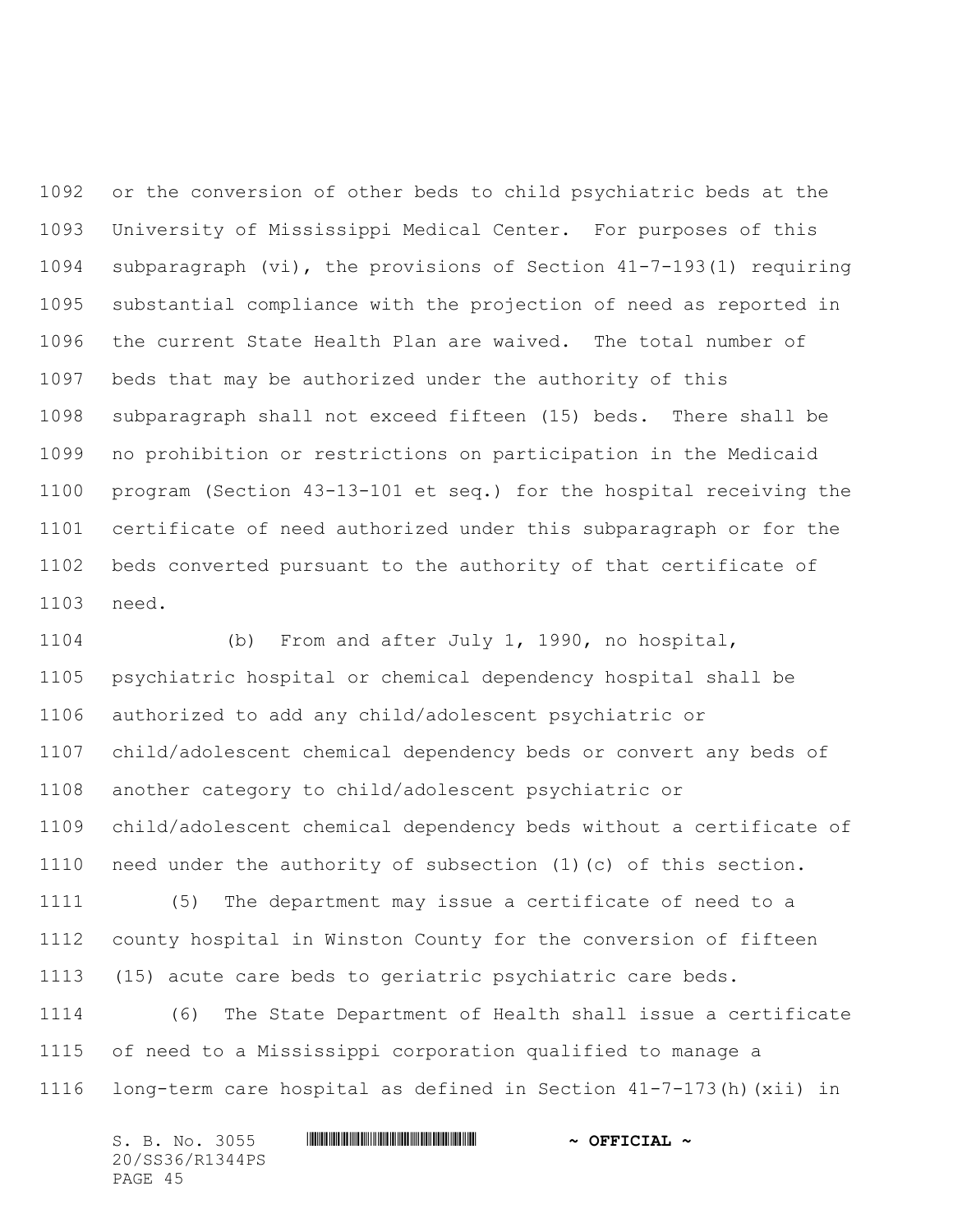or the conversion of other beds to child psychiatric beds at the University of Mississippi Medical Center. For purposes of this subparagraph (vi), the provisions of Section 41-7-193(1) requiring substantial compliance with the projection of need as reported in the current State Health Plan are waived. The total number of beds that may be authorized under the authority of this subparagraph shall not exceed fifteen (15) beds. There shall be no prohibition or restrictions on participation in the Medicaid program (Section 43-13-101 et seq.) for the hospital receiving the certificate of need authorized under this subparagraph or for the beds converted pursuant to the authority of that certificate of need.

(b) From and after July 1, 1990, no hospital, psychiatric hospital or chemical dependency hospital shall be authorized to add any child/adolescent psychiatric or child/adolescent chemical dependency beds or convert any beds of another category to child/adolescent psychiatric or child/adolescent chemical dependency beds without a certificate of need under the authority of subsection (1)(c) of this section.

(5) The department may issue a certificate of need to a county hospital in Winston County for the conversion of fifteen (15) acute care beds to geriatric psychiatric care beds.

(6) The State Department of Health shall issue a certificate of need to a Mississippi corporation qualified to manage a long-term care hospital as defined in Section 41-7-173(h)(xii) in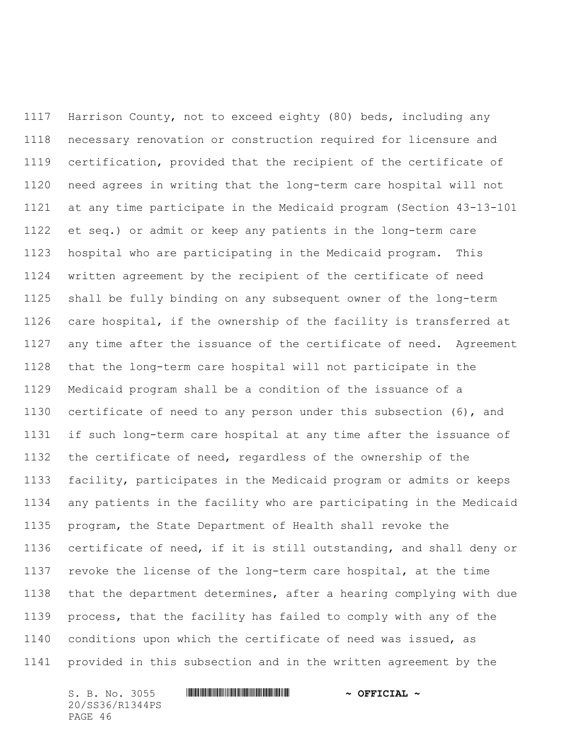Harrison County, not to exceed eighty (80) beds, including any necessary renovation or construction required for licensure and certification, provided that the recipient of the certificate of need agrees in writing that the long-term care hospital will not at any time participate in the Medicaid program (Section 43-13-101 et seq.) or admit or keep any patients in the long-term care hospital who are participating in the Medicaid program. This written agreement by the recipient of the certificate of need shall be fully binding on any subsequent owner of the long-term care hospital, if the ownership of the facility is transferred at any time after the issuance of the certificate of need. Agreement that the long-term care hospital will not participate in the Medicaid program shall be a condition of the issuance of a certificate of need to any person under this subsection (6), and if such long-term care hospital at any time after the issuance of the certificate of need, regardless of the ownership of the facility, participates in the Medicaid program or admits or keeps any patients in the facility who are participating in the Medicaid program, the State Department of Health shall revoke the certificate of need, if it is still outstanding, and shall deny or revoke the license of the long-term care hospital, at the time that the department determines, after a hearing complying with due process, that the facility has failed to comply with any of the conditions upon which the certificate of need was issued, as provided in this subsection and in the written agreement by the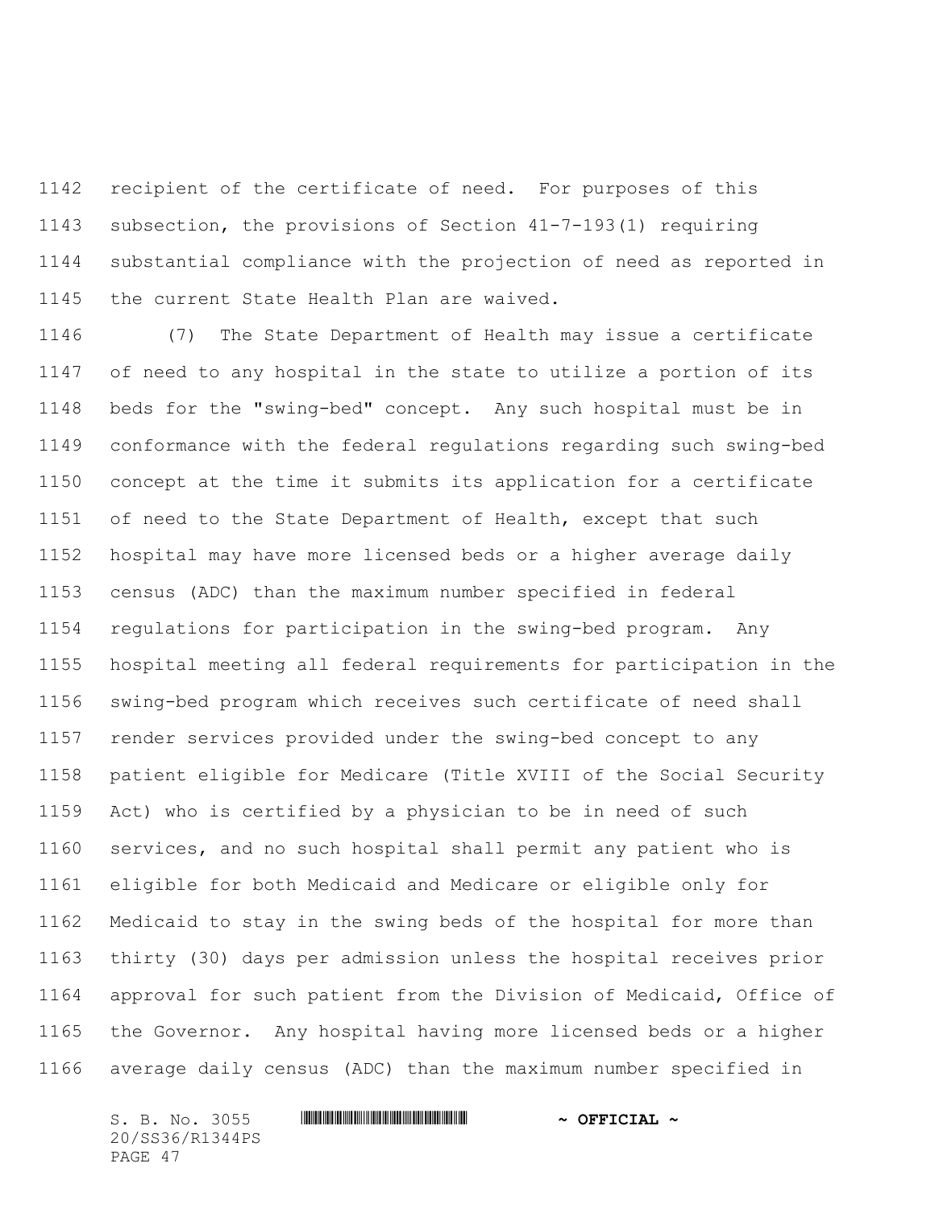recipient of the certificate of need. For purposes of this subsection, the provisions of Section 41-7-193(1) requiring substantial compliance with the projection of need as reported in the current State Health Plan are waived.

(7) The State Department of Health may issue a certificate of need to any hospital in the state to utilize a portion of its beds for the "swing-bed" concept. Any such hospital must be in conformance with the federal regulations regarding such swing-bed concept at the time it submits its application for a certificate of need to the State Department of Health, except that such hospital may have more licensed beds or a higher average daily census (ADC) than the maximum number specified in federal regulations for participation in the swing-bed program. Any hospital meeting all federal requirements for participation in the swing-bed program which receives such certificate of need shall render services provided under the swing-bed concept to any patient eligible for Medicare (Title XVIII of the Social Security Act) who is certified by a physician to be in need of such services, and no such hospital shall permit any patient who is eligible for both Medicaid and Medicare or eligible only for Medicaid to stay in the swing beds of the hospital for more than thirty (30) days per admission unless the hospital receives prior approval for such patient from the Division of Medicaid, Office of the Governor. Any hospital having more licensed beds or a higher average daily census (ADC) than the maximum number specified in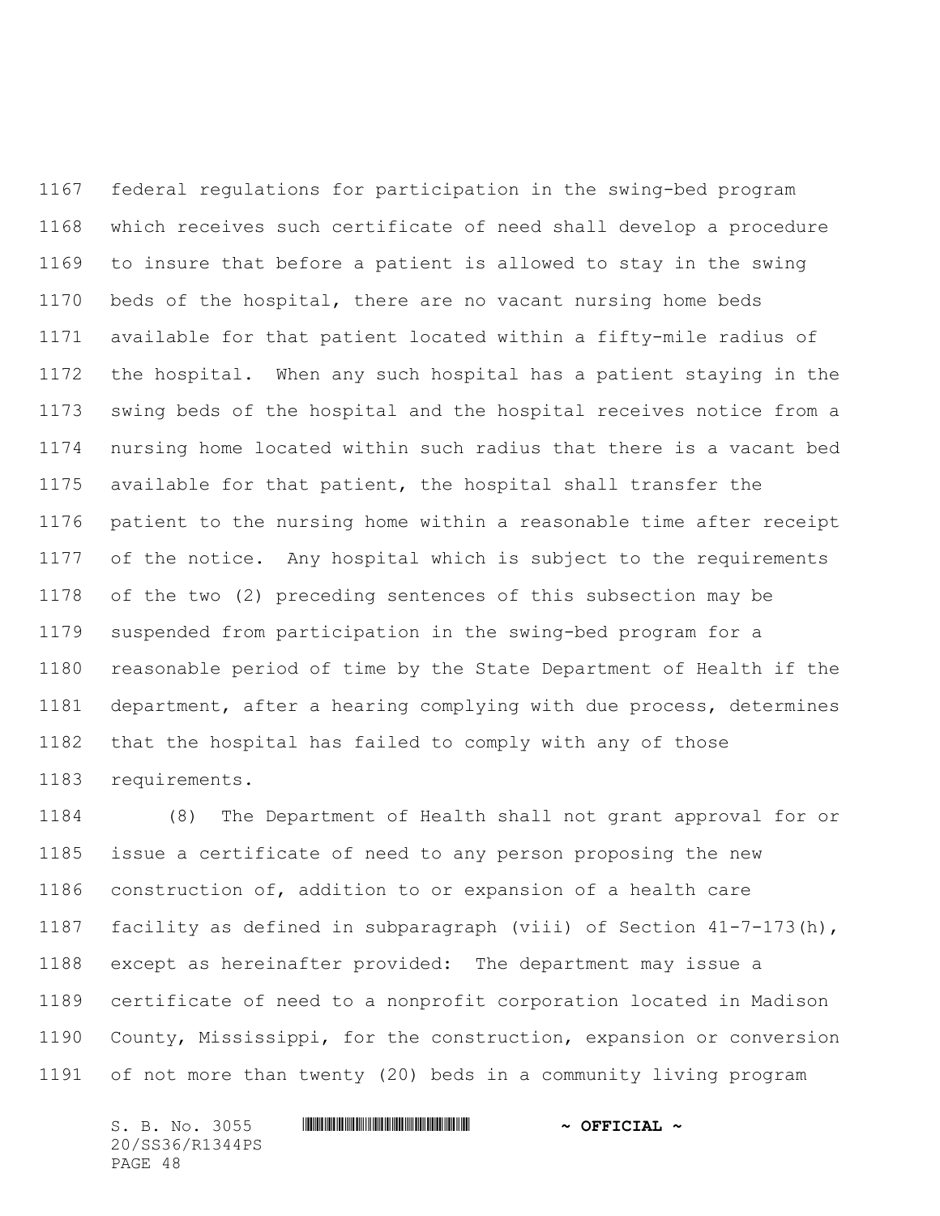federal regulations for participation in the swing-bed program which receives such certificate of need shall develop a procedure to insure that before a patient is allowed to stay in the swing beds of the hospital, there are no vacant nursing home beds available for that patient located within a fifty-mile radius of the hospital. When any such hospital has a patient staying in the swing beds of the hospital and the hospital receives notice from a nursing home located within such radius that there is a vacant bed available for that patient, the hospital shall transfer the patient to the nursing home within a reasonable time after receipt of the notice. Any hospital which is subject to the requirements of the two (2) preceding sentences of this subsection may be suspended from participation in the swing-bed program for a reasonable period of time by the State Department of Health if the department, after a hearing complying with due process, determines that the hospital has failed to comply with any of those requirements.

(8) The Department of Health shall not grant approval for or issue a certificate of need to any person proposing the new construction of, addition to or expansion of a health care facility as defined in subparagraph (viii) of Section 41-7-173(h), except as hereinafter provided: The department may issue a certificate of need to a nonprofit corporation located in Madison County, Mississippi, for the construction, expansion or conversion of not more than twenty (20) beds in a community living program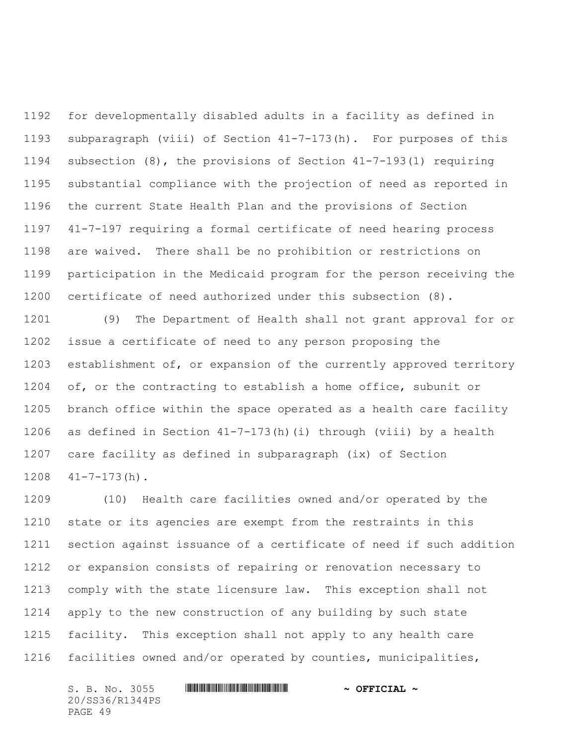for developmentally disabled adults in a facility as defined in subparagraph (viii) of Section 41-7-173(h). For purposes of this subsection (8), the provisions of Section 41-7-193(1) requiring substantial compliance with the projection of need as reported in the current State Health Plan and the provisions of Section 41-7-197 requiring a formal certificate of need hearing process are waived. There shall be no prohibition or restrictions on participation in the Medicaid program for the person receiving the certificate of need authorized under this subsection (8).

(9) The Department of Health shall not grant approval for or issue a certificate of need to any person proposing the establishment of, or expansion of the currently approved territory of, or the contracting to establish a home office, subunit or branch office within the space operated as a health care facility as defined in Section 41-7-173(h)(i) through (viii) by a health care facility as defined in subparagraph (ix) of Section 41-7-173(h).

(10) Health care facilities owned and/or operated by the state or its agencies are exempt from the restraints in this section against issuance of a certificate of need if such addition or expansion consists of repairing or renovation necessary to comply with the state licensure law. This exception shall not apply to the new construction of any building by such state facility. This exception shall not apply to any health care facilities owned and/or operated by counties, municipalities,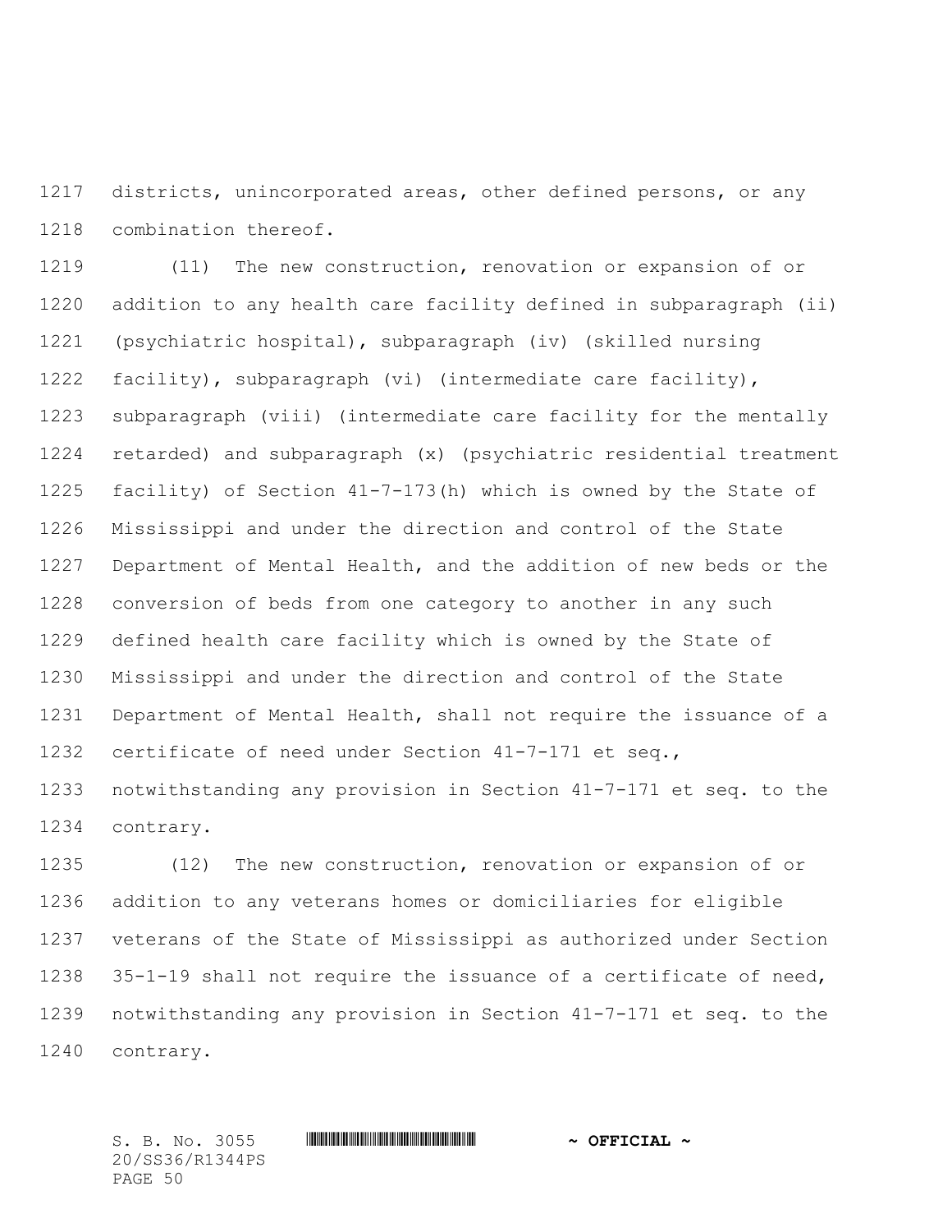districts, unincorporated areas, other defined persons, or any combination thereof.

(11) The new construction, renovation or expansion of or addition to any health care facility defined in subparagraph (ii) (psychiatric hospital), subparagraph (iv) (skilled nursing facility), subparagraph (vi) (intermediate care facility), subparagraph (viii) (intermediate care facility for the mentally retarded) and subparagraph (x) (psychiatric residential treatment facility) of Section 41-7-173(h) which is owned by the State of Mississippi and under the direction and control of the State Department of Mental Health, and the addition of new beds or the conversion of beds from one category to another in any such defined health care facility which is owned by the State of Mississippi and under the direction and control of the State Department of Mental Health, shall not require the issuance of a certificate of need under Section 41-7-171 et seq., notwithstanding any provision in Section 41-7-171 et seq. to the contrary.

(12) The new construction, renovation or expansion of or addition to any veterans homes or domiciliaries for eligible veterans of the State of Mississippi as authorized under Section 35-1-19 shall not require the issuance of a certificate of need, notwithstanding any provision in Section 41-7-171 et seq. to the contrary.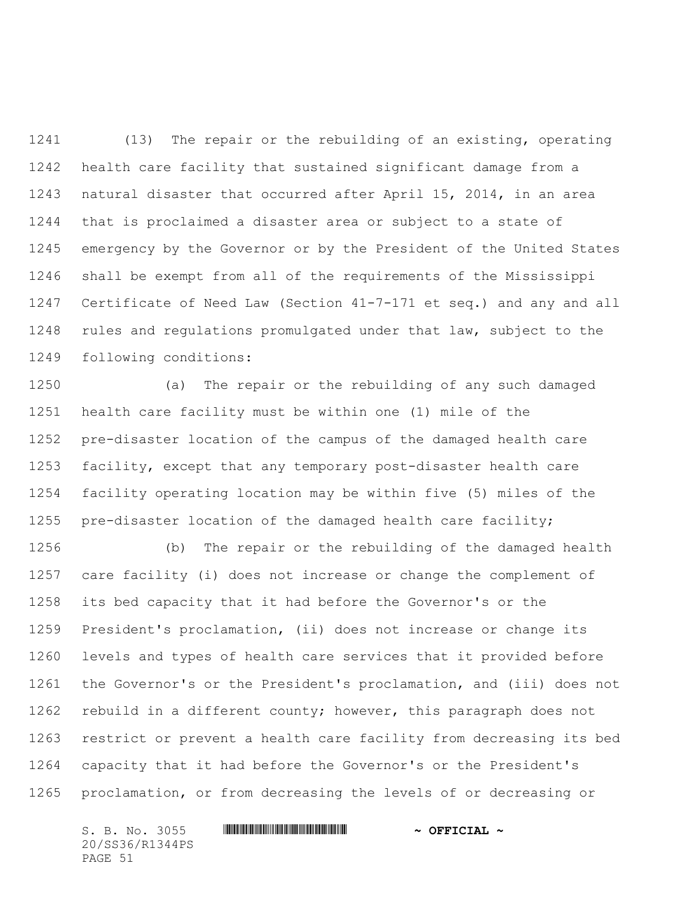(13) The repair or the rebuilding of an existing, operating health care facility that sustained significant damage from a natural disaster that occurred after April 15, 2014, in an area that is proclaimed a disaster area or subject to a state of emergency by the Governor or by the President of the United States shall be exempt from all of the requirements of the Mississippi Certificate of Need Law (Section 41-7-171 et seq.) and any and all rules and regulations promulgated under that law, subject to the following conditions:

(a) The repair or the rebuilding of any such damaged health care facility must be within one (1) mile of the pre-disaster location of the campus of the damaged health care facility, except that any temporary post-disaster health care facility operating location may be within five (5) miles of the pre-disaster location of the damaged health care facility;

(b) The repair or the rebuilding of the damaged health care facility (i) does not increase or change the complement of its bed capacity that it had before the Governor's or the President's proclamation, (ii) does not increase or change its levels and types of health care services that it provided before the Governor's or the President's proclamation, and (iii) does not rebuild in a different county; however, this paragraph does not restrict or prevent a health care facility from decreasing its bed capacity that it had before the Governor's or the President's proclamation, or from decreasing the levels of or decreasing or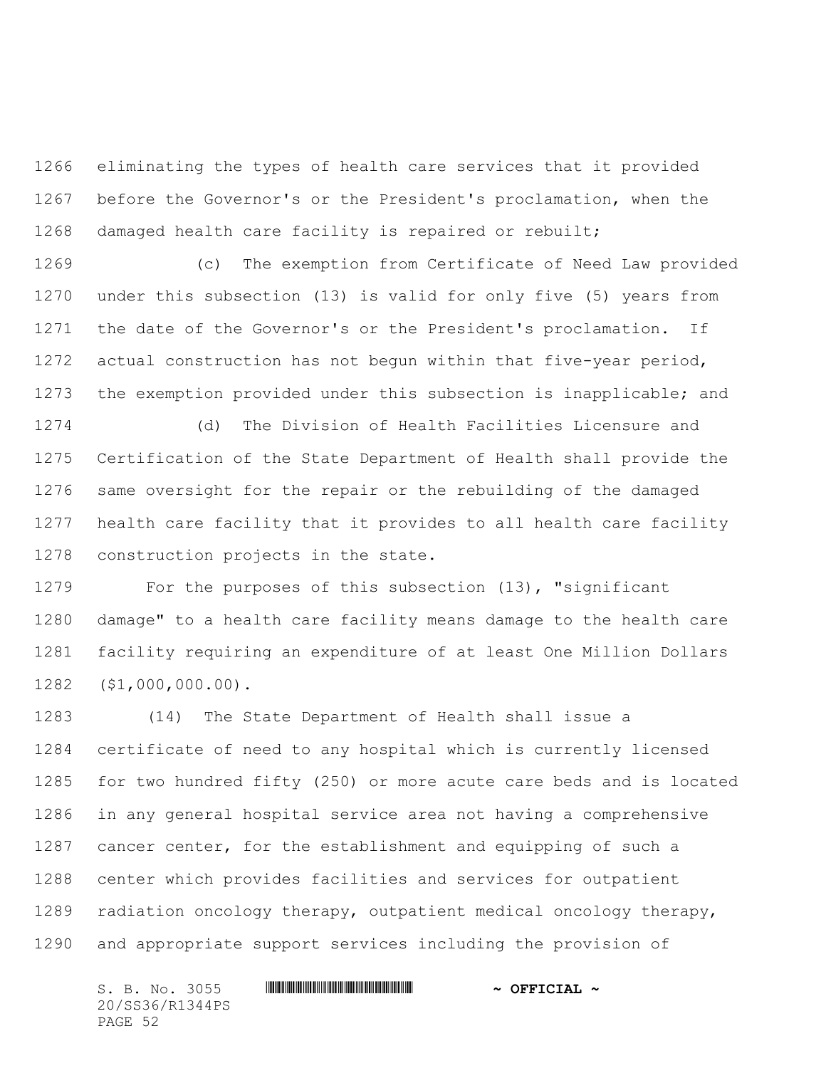eliminating the types of health care services that it provided before the Governor's or the President's proclamation, when the damaged health care facility is repaired or rebuilt;

(c) The exemption from Certificate of Need Law provided under this subsection (13) is valid for only five (5) years from the date of the Governor's or the President's proclamation. If actual construction has not begun within that five-year period, the exemption provided under this subsection is inapplicable; and

(d) The Division of Health Facilities Licensure and Certification of the State Department of Health shall provide the same oversight for the repair or the rebuilding of the damaged health care facility that it provides to all health care facility construction projects in the state.

For the purposes of this subsection (13), "significant damage" to a health care facility means damage to the health care facility requiring an expenditure of at least One Million Dollars ($1,000,000.00).

(14) The State Department of Health shall issue a certificate of need to any hospital which is currently licensed for two hundred fifty (250) or more acute care beds and is located in any general hospital service area not having a comprehensive cancer center, for the establishment and equipping of such a center which provides facilities and services for outpatient radiation oncology therapy, outpatient medical oncology therapy, and appropriate support services including the provision of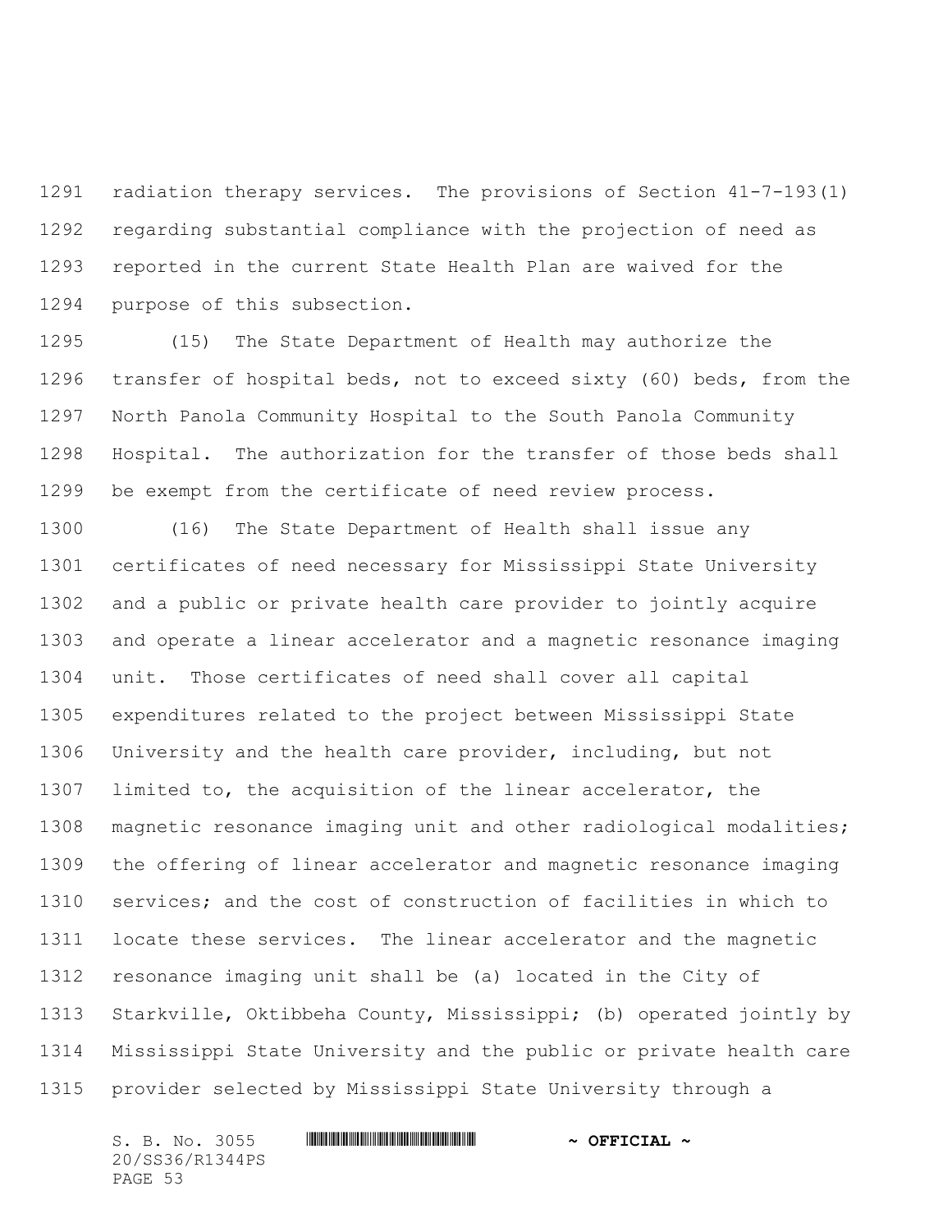radiation therapy services. The provisions of Section 41-7-193(1) regarding substantial compliance with the projection of need as reported in the current State Health Plan are waived for the purpose of this subsection.

(15) The State Department of Health may authorize the transfer of hospital beds, not to exceed sixty (60) beds, from the North Panola Community Hospital to the South Panola Community Hospital. The authorization for the transfer of those beds shall be exempt from the certificate of need review process.

(16) The State Department of Health shall issue any certificates of need necessary for Mississippi State University and a public or private health care provider to jointly acquire and operate a linear accelerator and a magnetic resonance imaging unit. Those certificates of need shall cover all capital expenditures related to the project between Mississippi State University and the health care provider, including, but not limited to, the acquisition of the linear accelerator, the magnetic resonance imaging unit and other radiological modalities; the offering of linear accelerator and magnetic resonance imaging services; and the cost of construction of facilities in which to locate these services. The linear accelerator and the magnetic resonance imaging unit shall be (a) located in the City of Starkville, Oktibbeha County, Mississippi; (b) operated jointly by Mississippi State University and the public or private health care provider selected by Mississippi State University through a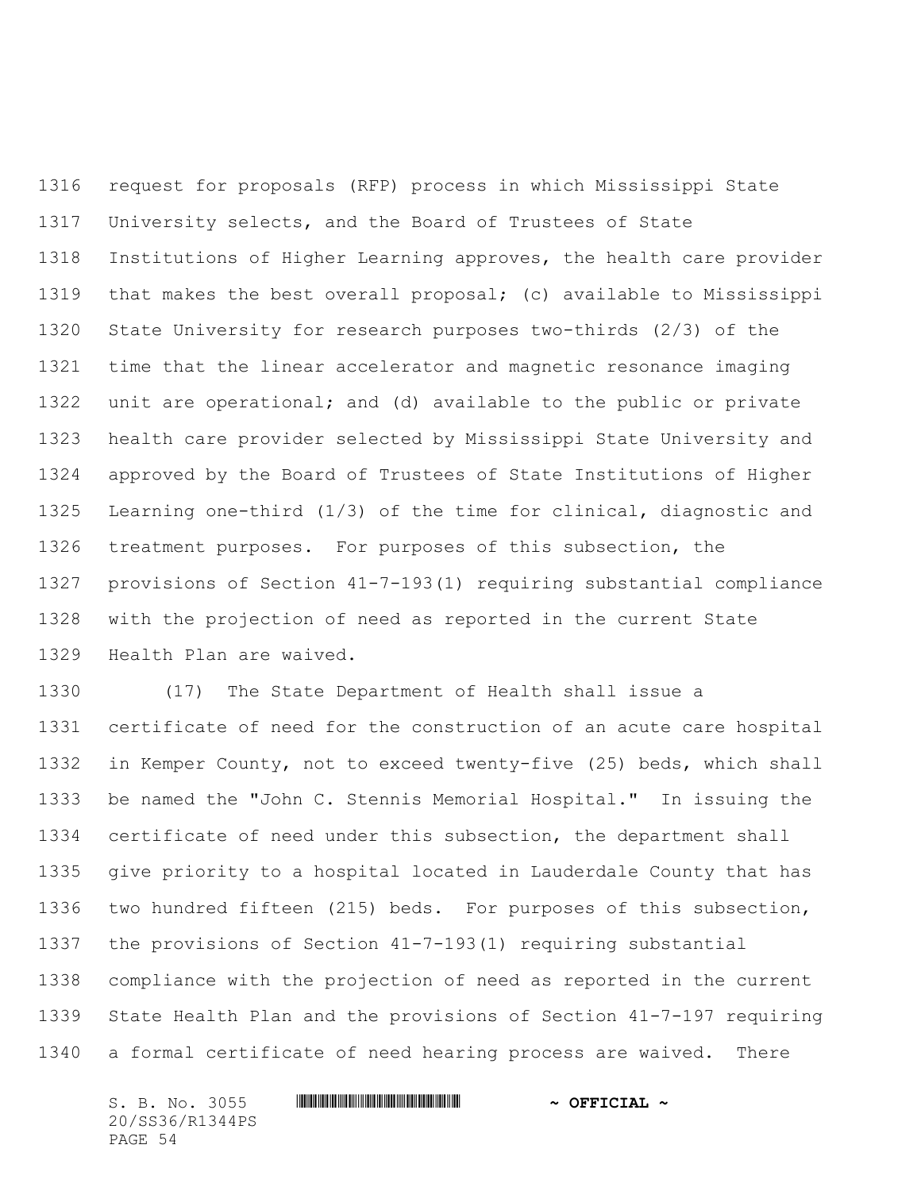request for proposals (RFP) process in which Mississippi State University selects, and the Board of Trustees of State Institutions of Higher Learning approves, the health care provider that makes the best overall proposal; (c) available to Mississippi State University for research purposes two-thirds (2/3) of the time that the linear accelerator and magnetic resonance imaging unit are operational; and (d) available to the public or private health care provider selected by Mississippi State University and approved by the Board of Trustees of State Institutions of Higher Learning one-third (1/3) of the time for clinical, diagnostic and treatment purposes. For purposes of this subsection, the provisions of Section 41-7-193(1) requiring substantial compliance with the projection of need as reported in the current State Health Plan are waived.

(17) The State Department of Health shall issue a certificate of need for the construction of an acute care hospital in Kemper County, not to exceed twenty-five (25) beds, which shall be named the "John C. Stennis Memorial Hospital." In issuing the certificate of need under this subsection, the department shall give priority to a hospital located in Lauderdale County that has two hundred fifteen (215) beds. For purposes of this subsection, the provisions of Section 41-7-193(1) requiring substantial compliance with the projection of need as reported in the current State Health Plan and the provisions of Section 41-7-197 requiring a formal certificate of need hearing process are waived. There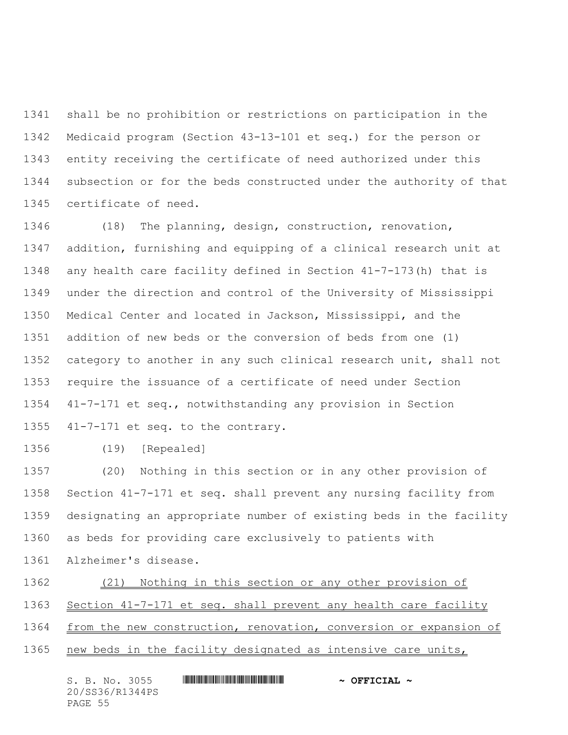shall be no prohibition or restrictions on participation in the Medicaid program (Section 43-13-101 et seq.) for the person or entity receiving the certificate of need authorized under this subsection or for the beds constructed under the authority of that certificate of need.

(18) The planning, design, construction, renovation, addition, furnishing and equipping of a clinical research unit at any health care facility defined in Section 41-7-173(h) that is under the direction and control of the University of Mississippi Medical Center and located in Jackson, Mississippi, and the addition of new beds or the conversion of beds from one (1) category to another in any such clinical research unit, shall not require the issuance of a certificate of need under Section 41-7-171 et seq., notwithstanding any provision in Section 41-7-171 et seq. to the contrary.

(19) [Repealed]

(20) Nothing in this section or in any other provision of Section 41-7-171 et seq. shall prevent any nursing facility from designating an appropriate number of existing beds in the facility as beds for providing care exclusively to patients with Alzheimer's disease.

<u>(21) Nothing in this section or any other provision of Section 41-7-171 et seq. shall prevent any health care facility from the new construction, renovation, conversion or expansion of new beds in the facility designated as intensive care units,</u>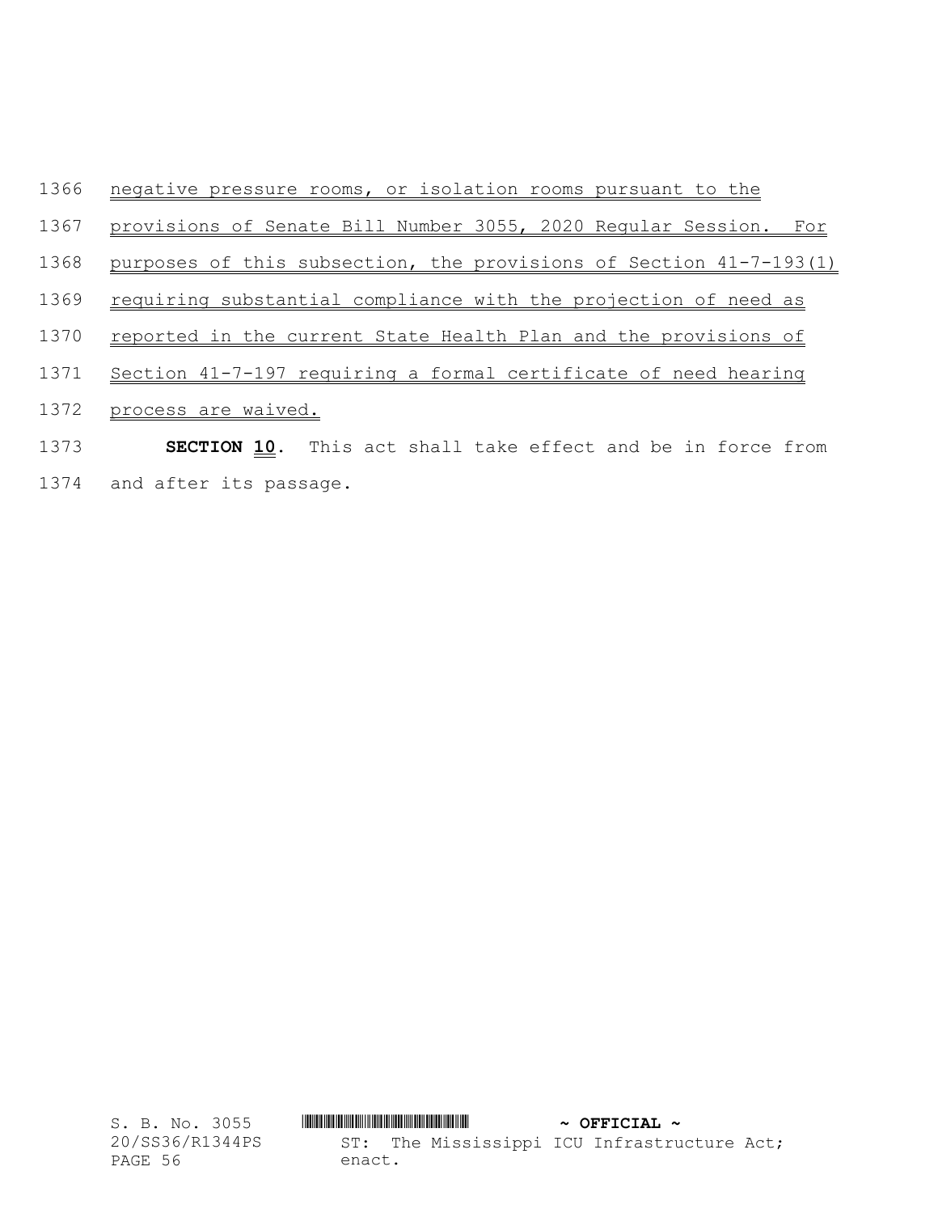negative pressure rooms, or isolation rooms pursuant to the provisions of Senate Bill Number 3055, 2020 Regular Session. For purposes of this subsection, the provisions of Section 41-7-193(1) requiring substantial compliance with the projection of need as reported in the current State Health Plan and the provisions of Section 41-7-197 requiring a formal certificate of need hearing process are waived.

**SECTION 10.** This act shall take effect and be in force from and after its passage.